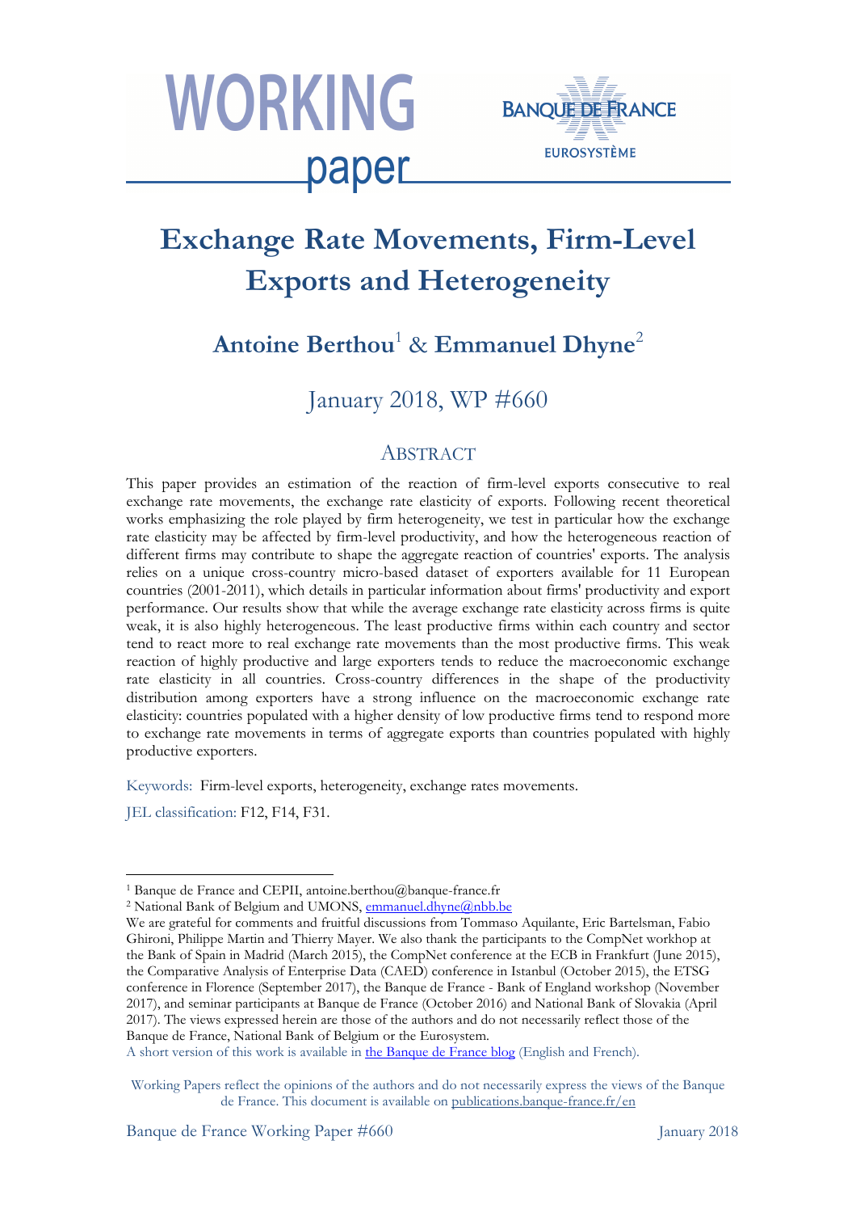# Exchange Rate Movements, Firm-Level Exports and Heterogeneity

**Antoine Berthou**[1] & **Emmanuel Dhyne**[2]

January 2018, WP #660

## ABSTRACT

This paper provides an estimation of the reaction of firm-level exports consecutive to real exchange rate movements, the exchange rate elasticity of exports. Following recent theoretical works emphasizing the role played by firm heterogeneity, we test in particular how the exchange rate elasticity may be affected by firm-level productivity, and how the heterogeneous reaction of different firms may contribute to shape the aggregate reaction of countries' exports. The analysis relies on a unique cross-country micro-based dataset of exporters available for 11 European countries (2001-2011), which details in particular information about firms' productivity and export performance. Our results show that while the average exchange rate elasticity across firms is quite weak, it is also highly heterogeneous. The least productive firms within each country and sector tend to react more to real exchange rate movements than the most productive firms. This weak reaction of highly productive and large exporters tends to reduce the macroeconomic exchange rate elasticity in all countries. Cross-country differences in the shape of the productivity distribution among exporters have a strong influence on the macroeconomic exchange rate elasticity: countries populated with a higher density of low productive firms tend to respond more to exchange rate movements in terms of aggregate exports than countries populated with highly productive exporters.

Keywords: Firm-level exports, heterogeneity, exchange rates movements.

JEL classification: F12, F14, F31.

---

[1] Banque de France and CEPII, antoine.berthou@banque-france.fr

[2] National Bank of Belgium and UMONS, emmanuel.dhyne@nbb.be

We are grateful for comments and fruitful discussions from Tommaso Aquilante, Eric Bartelsman, Fabio Ghironi, Philippe Martin and Thierry Mayer. We also thank the participants to the CompNet workhop at the Bank of Spain in Madrid (March 2015), the CompNet conference at the ECB in Frankfurt (June 2015), the Comparative Analysis of Enterprise Data (CAED) conference in Istanbul (October 2015), the ETSG conference in Florence (September 2017), the Banque de France - Bank of England workshop (November 2017), and seminar participants at Banque de France (October 2016) and National Bank of Slovakia (April 2017). The views expressed herein are those of the authors and do not necessarily reflect those of the Banque de France, National Bank of Belgium or the Eurosystem.

A short version of this work is available in the Banque de France blog (English and French).

Working Papers reflect the opinions of the authors and do not necessarily express the views of the Banque de France. This document is available on publications.banque-france.fr/en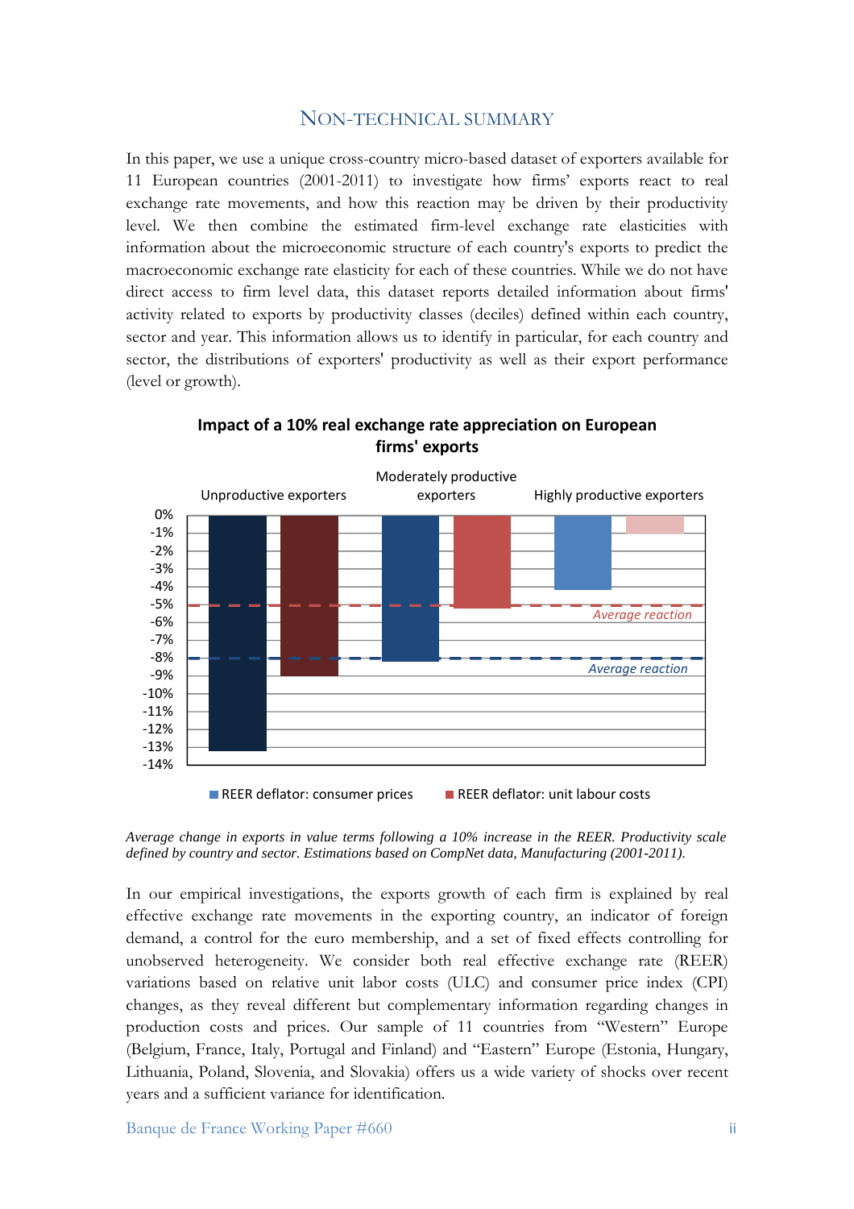## NON-TECHNICAL SUMMARY

In this paper, we use a unique cross-country micro-based dataset of exporters available for 11 European countries (2001-2011) to investigate how firms' exports react to real exchange rate movements, and how this reaction may be driven by their productivity level. We then combine the estimated firm-level exchange rate elasticities with information about the microeconomic structure of each country's exports to predict the macroeconomic exchange rate elasticity for each of these countries. While we do not have direct access to firm level data, this dataset reports detailed information about firms' activity related to exports by productivity classes (deciles) defined within each country, sector and year. This information allows us to identify in particular, for each country and sector, the distributions of exporters' productivity as well as their export performance (level or growth).

**Impact of a 10% real exchange rate appreciation on European firms' exports**

*Average change in exports in value terms following a 10% increase in the REER. Productivity scale defined by country and sector. Estimations based on CompNet data, Manufacturing (2001-2011).*

In our empirical investigations, the exports growth of each firm is explained by real effective exchange rate movements in the exporting country, an indicator of foreign demand, a control for the euro membership, and a set of fixed effects controlling for unobserved heterogeneity. We consider both real effective exchange rate (REER) variations based on relative unit labor costs (ULC) and consumer price index (CPI) changes, as they reveal different but complementary information regarding changes in production costs and prices. Our sample of 11 countries from "Western" Europe (Belgium, France, Italy, Portugal and Finland) and "Eastern" Europe (Estonia, Hungary, Lithuania, Poland, Slovenia, and Slovakia) offers us a wide variety of shocks over recent years and a sufficient variance for identification.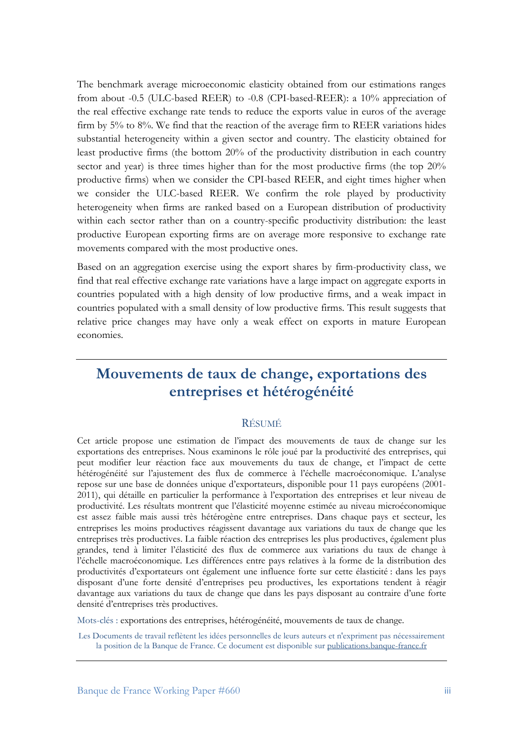The benchmark average microeconomic elasticity obtained from our estimations ranges from about -0.5 (ULC-based REER) to -0.8 (CPI-based-REER): a 10% appreciation of the real effective exchange rate tends to reduce the exports value in euros of the average firm by 5% to 8%. We find that the reaction of the average firm to REER variations hides substantial heterogeneity within a given sector and country. The elasticity obtained for least productive firms (the bottom 20% of the productivity distribution in each country sector and year) is three times higher than for the most productive firms (the top 20% productive firms) when we consider the CPI-based REER, and eight times higher when we consider the ULC-based REER. We confirm the role played by productivity heterogeneity when firms are ranked based on a European distribution of productivity within each sector rather than on a country-specific productivity distribution: the least productive European exporting firms are on average more responsive to exchange rate movements compared with the most productive ones.

Based on an aggregation exercise using the export shares by firm-productivity class, we find that real effective exchange rate variations have a large impact on aggregate exports in countries populated with a high density of low productive firms, and a weak impact in countries populated with a small density of low productive firms. This result suggests that relative price changes may have only a weak effect on exports in mature European economies.

---

## Mouvements de taux de change, exportations des entreprises et hétérogénéité

### RÉSUMÉ

Cet article propose une estimation de l'impact des mouvements de taux de change sur les exportations des entreprises. Nous examinons le rôle joué par la productivité des entreprises, qui peut modifier leur réaction face aux mouvements du taux de change, et l'impact de cette hétérogénéité sur l'ajustement des flux de commerce à l'échelle macroéconomique. L'analyse repose sur une base de données unique d'exportateurs, disponible pour 11 pays européens (2001-2011), qui détaille en particulier la performance à l'exportation des entreprises et leur niveau de productivité. Les résultats montrent que l'élasticité moyenne estimée au niveau microéconomique est assez faible mais aussi très hétérogène entre entreprises. Dans chaque pays et secteur, les entreprises les moins productives réagissent davantage aux variations du taux de change que les entreprises très productives. La faible réaction des entreprises les plus productives, également plus grandes, tend à limiter l'élasticité des flux de commerce aux variations du taux de change à l'échelle macroéconomique. Les différences entre pays relatives à la forme de la distribution des productivités d'exportateurs ont également une influence forte sur cette élasticité : dans les pays disposant d'une forte densité d'entreprises peu productives, les exportations tendent à réagir davantage aux variations du taux de change que dans les pays disposant au contraire d'une forte densité d'entreprises très productives.

Mots-clés : exportations des entreprises, hétérogénéité, mouvements de taux de change.

Les Documents de travail reflètent les idées personnelles de leurs auteurs et n'expriment pas nécessairement la position de la Banque de France. Ce document est disponible sur publications.banque-france.fr

---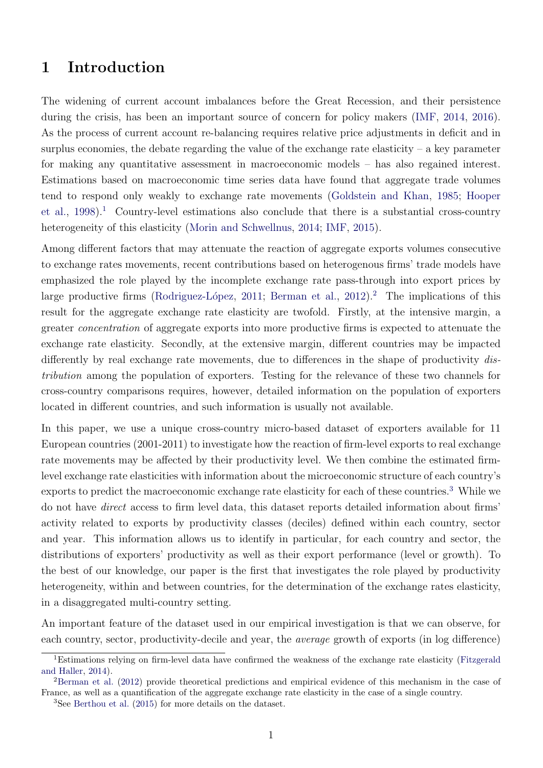# 1 Introduction

The widening of current account imbalances before the Great Recession, and their persistence during the crisis, has been an important source of concern for policy makers (IMF, 2014, 2016). As the process of current account re-balancing requires relative price adjustments in deficit and in surplus economies, the debate regarding the value of the exchange rate elasticity – a key parameter for making any quantitative assessment in macroeconomic models – has also regained interest. Estimations based on macroeconomic time series data have found that aggregate trade volumes tend to respond only weakly to exchange rate movements (Goldstein and Khan, 1985; Hooper et al., 1998).[1] Country-level estimations also conclude that there is a substantial cross-country heterogeneity of this elasticity (Morin and Schwellnus, 2014; IMF, 2015).

Among different factors that may attenuate the reaction of aggregate exports volumes consecutive to exchange rates movements, recent contributions based on heterogenous firms' trade models have emphasized the role played by the incomplete exchange rate pass-through into export prices by large productive firms (Rodriguez-López, 2011; Berman et al., 2012).[2] The implications of this result for the aggregate exchange rate elasticity are twofold. Firstly, at the intensive margin, a greater *concentration* of aggregate exports into more productive firms is expected to attenuate the exchange rate elasticity. Secondly, at the extensive margin, different countries may be impacted differently by real exchange rate movements, due to differences in the shape of productivity *distribution* among the population of exporters. Testing for the relevance of these two channels for cross-country comparisons requires, however, detailed information on the population of exporters located in different countries, and such information is usually not available.

In this paper, we use a unique cross-country micro-based dataset of exporters available for 11 European countries (2001-2011) to investigate how the reaction of firm-level exports to real exchange rate movements may be affected by their productivity level. We then combine the estimated firm-level exchange rate elasticities with information about the microeconomic structure of each country's exports to predict the macroeconomic exchange rate elasticity for each of these countries.[3] While we do not have *direct* access to firm level data, this dataset reports detailed information about firms' activity related to exports by productivity classes (deciles) defined within each country, sector and year. This information allows us to identify in particular, for each country and sector, the distributions of exporters' productivity as well as their export performance (level or growth). To the best of our knowledge, our paper is the first that investigates the role played by productivity heterogeneity, within and between countries, for the determination of the exchange rates elasticity, in a disaggregated multi-country setting.

An important feature of the dataset used in our empirical investigation is that we can observe, for each country, sector, productivity-decile and year, the *average* growth of exports (in log difference)

[1] Estimations relying on firm-level data have confirmed the weakness of the exchange rate elasticity (Fitzgerald and Haller, 2014).

[2] Berman et al. (2012) provide theoretical predictions and empirical evidence of this mechanism in the case of France, as well as a quantification of the aggregate exchange rate elasticity in the case of a single country.

[3] See Berthou et al. (2015) for more details on the dataset.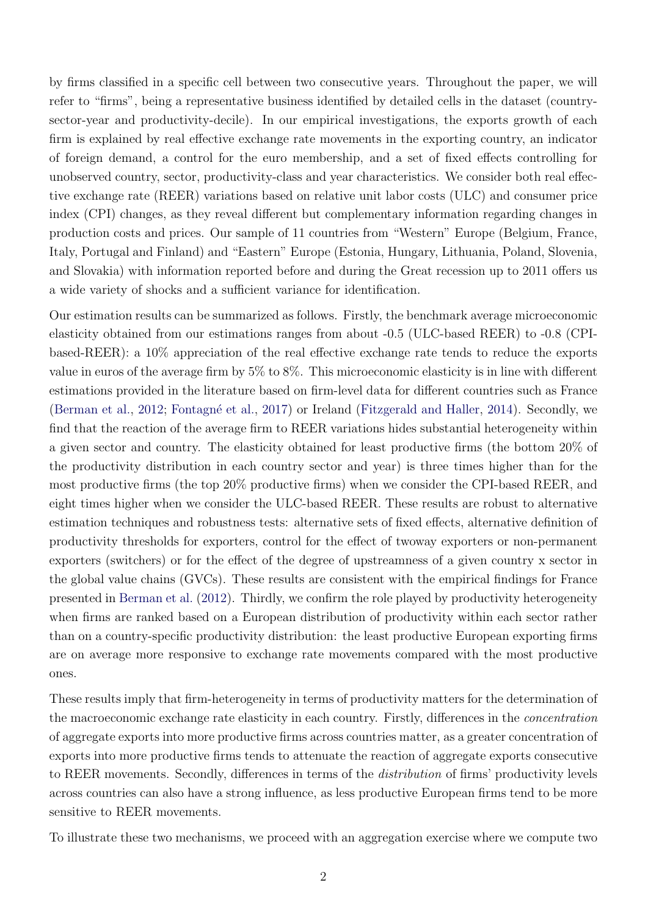by firms classified in a specific cell between two consecutive years. Throughout the paper, we will refer to "firms", being a representative business identified by detailed cells in the dataset (country-sector-year and productivity-decile). In our empirical investigations, the exports growth of each firm is explained by real effective exchange rate movements in the exporting country, an indicator of foreign demand, a control for the euro membership, and a set of fixed effects controlling for unobserved country, sector, productivity-class and year characteristics. We consider both real effective exchange rate (REER) variations based on relative unit labor costs (ULC) and consumer price index (CPI) changes, as they reveal different but complementary information regarding changes in production costs and prices. Our sample of 11 countries from "Western" Europe (Belgium, France, Italy, Portugal and Finland) and "Eastern" Europe (Estonia, Hungary, Lithuania, Poland, Slovenia, and Slovakia) with information reported before and during the Great recession up to 2011 offers us a wide variety of shocks and a sufficient variance for identification.

Our estimation results can be summarized as follows. Firstly, the benchmark average microeconomic elasticity obtained from our estimations ranges from about -0.5 (ULC-based REER) to -0.8 (CPI-based-REER): a 10% appreciation of the real effective exchange rate tends to reduce the exports value in euros of the average firm by 5% to 8%. This microeconomic elasticity is in line with different estimations provided in the literature based on firm-level data for different countries such as France (Berman et al., 2012; Fontagné et al., 2017) or Ireland (Fitzgerald and Haller, 2014). Secondly, we find that the reaction of the average firm to REER variations hides substantial heterogeneity within a given sector and country. The elasticity obtained for least productive firms (the bottom 20% of the productivity distribution in each country sector and year) is three times higher than for the most productive firms (the top 20% productive firms) when we consider the CPI-based REER, and eight times higher when we consider the ULC-based REER. These results are robust to alternative estimation techniques and robustness tests: alternative sets of fixed effects, alternative definition of productivity thresholds for exporters, control for the effect of twoway exporters or non-permanent exporters (switchers) or for the effect of the degree of upstreamness of a given country x sector in the global value chains (GVCs). These results are consistent with the empirical findings for France presented in Berman et al. (2012). Thirdly, we confirm the role played by productivity heterogeneity when firms are ranked based on a European distribution of productivity within each sector rather than on a country-specific productivity distribution: the least productive European exporting firms are on average more responsive to exchange rate movements compared with the most productive ones.

These results imply that firm-heterogeneity in terms of productivity matters for the determination of the macroeconomic exchange rate elasticity in each country. Firstly, differences in the *concentration* of aggregate exports into more productive firms across countries matter, as a greater concentration of exports into more productive firms tends to attenuate the reaction of aggregate exports consecutive to REER movements. Secondly, differences in terms of the *distribution* of firms' productivity levels across countries can also have a strong influence, as less productive European firms tend to be more sensitive to REER movements.

To illustrate these two mechanisms, we proceed with an aggregation exercise where we compute two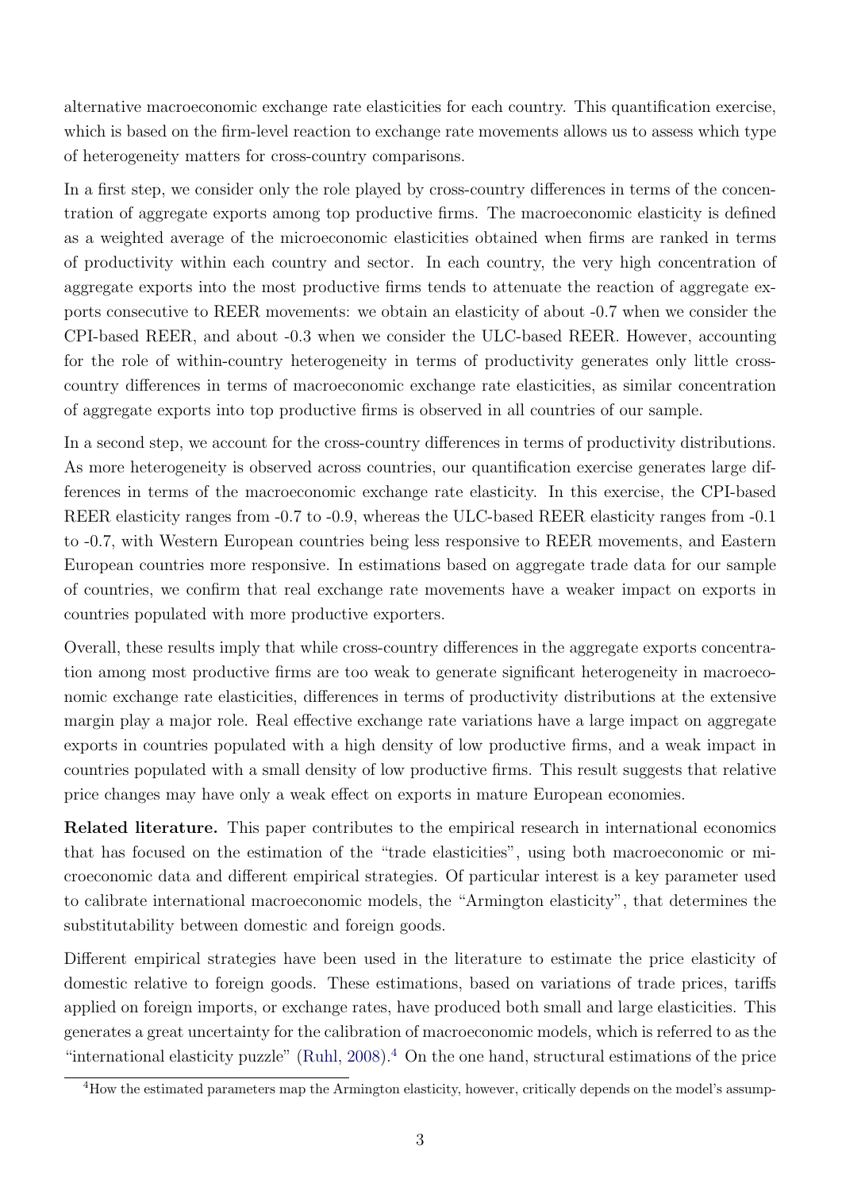alternative macroeconomic exchange rate elasticities for each country. This quantification exercise, which is based on the firm-level reaction to exchange rate movements allows us to assess which type of heterogeneity matters for cross-country comparisons.

In a first step, we consider only the role played by cross-country differences in terms of the concentration of aggregate exports among top productive firms. The macroeconomic elasticity is defined as a weighted average of the microeconomic elasticities obtained when firms are ranked in terms of productivity within each country and sector. In each country, the very high concentration of aggregate exports into the most productive firms tends to attenuate the reaction of aggregate exports consecutive to REER movements: we obtain an elasticity of about -0.7 when we consider the CPI-based REER, and about -0.3 when we consider the ULC-based REER. However, accounting for the role of within-country heterogeneity in terms of productivity generates only little cross-country differences in terms of macroeconomic exchange rate elasticities, as similar concentration of aggregate exports into top productive firms is observed in all countries of our sample.

In a second step, we account for the cross-country differences in terms of productivity distributions. As more heterogeneity is observed across countries, our quantification exercise generates large differences in terms of the macroeconomic exchange rate elasticity. In this exercise, the CPI-based REER elasticity ranges from -0.7 to -0.9, whereas the ULC-based REER elasticity ranges from -0.1 to -0.7, with Western European countries being less responsive to REER movements, and Eastern European countries more responsive. In estimations based on aggregate trade data for our sample of countries, we confirm that real exchange rate movements have a weaker impact on exports in countries populated with more productive exporters.

Overall, these results imply that while cross-country differences in the aggregate exports concentration among most productive firms are too weak to generate significant heterogeneity in macroeconomic exchange rate elasticities, differences in terms of productivity distributions at the extensive margin play a major role. Real effective exchange rate variations have a large impact on aggregate exports in countries populated with a high density of low productive firms, and a weak impact in countries populated with a small density of low productive firms. This result suggests that relative price changes may have only a weak effect on exports in mature European economies.

**Related literature.** This paper contributes to the empirical research in international economics that has focused on the estimation of the "trade elasticities", using both macroeconomic or microeconomic data and different empirical strategies. Of particular interest is a key parameter used to calibrate international macroeconomic models, the "Armington elasticity", that determines the substitutability between domestic and foreign goods.

Different empirical strategies have been used in the literature to estimate the price elasticity of domestic relative to foreign goods. These estimations, based on variations of trade prices, tariffs applied on foreign imports, or exchange rates, have produced both small and large elasticities. This generates a great uncertainty for the calibration of macroeconomic models, which is referred to as the "international elasticity puzzle" (Ruhl, 2008).[4] On the one hand, structural estimations of the price

[4] How the estimated parameters map the Armington elasticity, however, critically depends on the model's assump-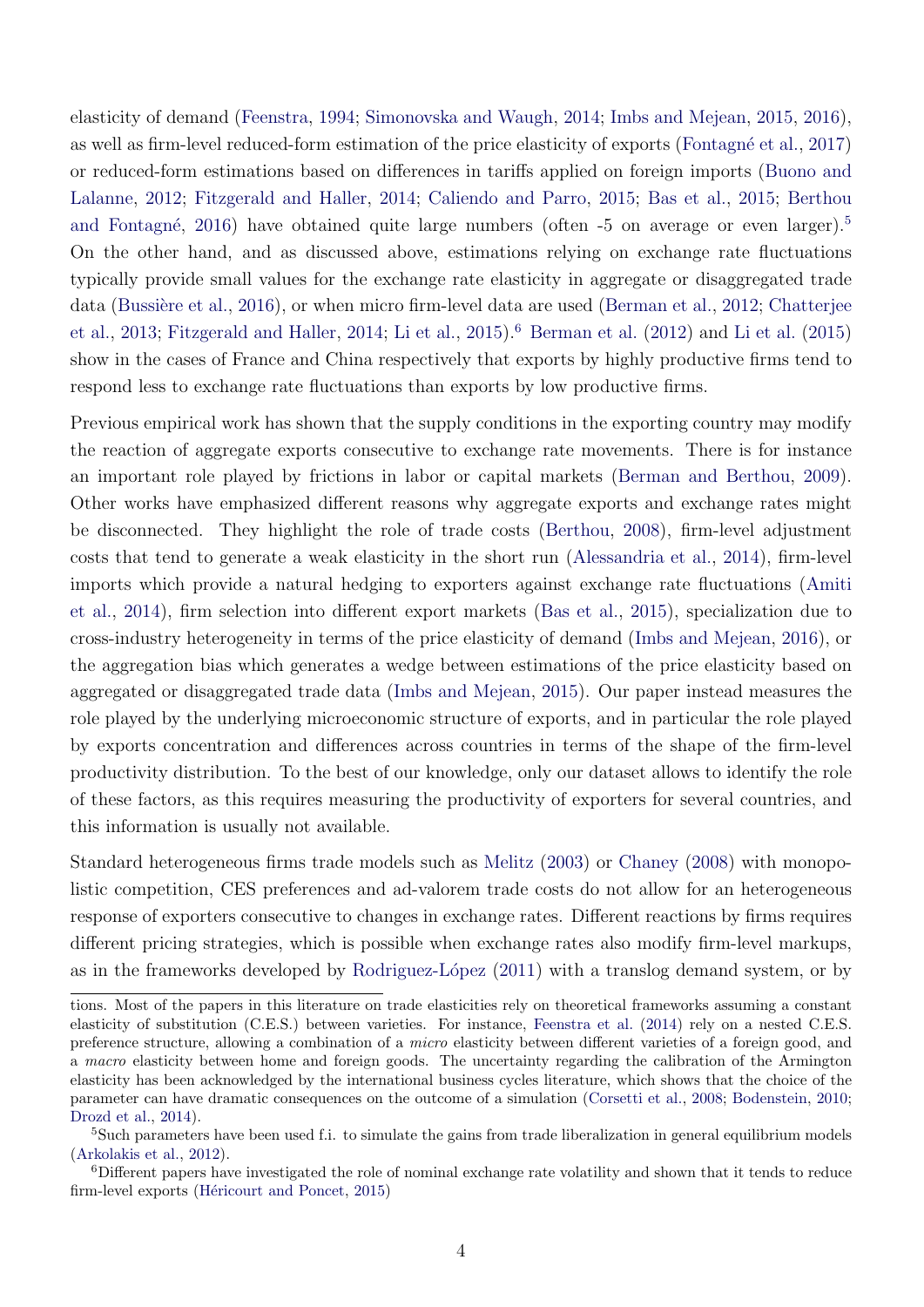elasticity of demand (Feenstra, 1994; Simonovska and Waugh, 2014; Imbs and Mejean, 2015, 2016), as well as firm-level reduced-form estimation of the price elasticity of exports (Fontagné et al., 2017) or reduced-form estimations based on differences in tariffs applied on foreign imports (Buono and Lalanne, 2012; Fitzgerald and Haller, 2014; Caliendo and Parro, 2015; Bas et al., 2015; Berthou and Fontagné, 2016) have obtained quite large numbers (often -5 on average or even larger).[5] On the other hand, and as discussed above, estimations relying on exchange rate fluctuations typically provide small values for the exchange rate elasticity in aggregate or disaggregated trade data (Bussière et al., 2016), or when micro firm-level data are used (Berman et al., 2012; Chatterjee et al., 2013; Fitzgerald and Haller, 2014; Li et al., 2015).[6] Berman et al. (2012) and Li et al. (2015) show in the cases of France and China respectively that exports by highly productive firms tend to respond less to exchange rate fluctuations than exports by low productive firms.

Previous empirical work has shown that the supply conditions in the exporting country may modify the reaction of aggregate exports consecutive to exchange rate movements. There is for instance an important role played by frictions in labor or capital markets (Berman and Berthou, 2009). Other works have emphasized different reasons why aggregate exports and exchange rates might be disconnected. They highlight the role of trade costs (Berthou, 2008), firm-level adjustment costs that tend to generate a weak elasticity in the short run (Alessandria et al., 2014), firm-level imports which provide a natural hedging to exporters against exchange rate fluctuations (Amiti et al., 2014), firm selection into different export markets (Bas et al., 2015), specialization due to cross-industry heterogeneity in terms of the price elasticity of demand (Imbs and Mejean, 2016), or the aggregation bias which generates a wedge between estimations of the price elasticity based on aggregated or disaggregated trade data (Imbs and Mejean, 2015). Our paper instead measures the role played by the underlying microeconomic structure of exports, and in particular the role played by exports concentration and differences across countries in terms of the shape of the firm-level productivity distribution. To the best of our knowledge, only our dataset allows to identify the role of these factors, as this requires measuring the productivity of exporters for several countries, and this information is usually not available.

Standard heterogeneous firms trade models such as Melitz (2003) or Chaney (2008) with monopolistic competition, CES preferences and ad-valorem trade costs do not allow for an heterogeneous response of exporters consecutive to changes in exchange rates. Different reactions by firms requires different pricing strategies, which is possible when exchange rates also modify firm-level markups, as in the frameworks developed by Rodriguez-López (2011) with a translog demand system, or by

tions. Most of the papers in this literature on trade elasticities rely on theoretical frameworks assuming a constant elasticity of substitution (C.E.S.) between varieties. For instance, Feenstra et al. (2014) rely on a nested C.E.S. preference structure, allowing a combination of a *micro* elasticity between different varieties of a foreign good, and a *macro* elasticity between home and foreign goods. The uncertainty regarding the calibration of the Armington elasticity has been acknowledged by the international business cycles literature, which shows that the choice of the parameter can have dramatic consequences on the outcome of a simulation (Corsetti et al., 2008; Bodenstein, 2010; Drozd et al., 2014).

[5] Such parameters have been used f.i. to simulate the gains from trade liberalization in general equilibrium models (Arkolakis et al., 2012).

[6] Different papers have investigated the role of nominal exchange rate volatility and shown that it tends to reduce firm-level exports (Héricourt and Poncet, 2015)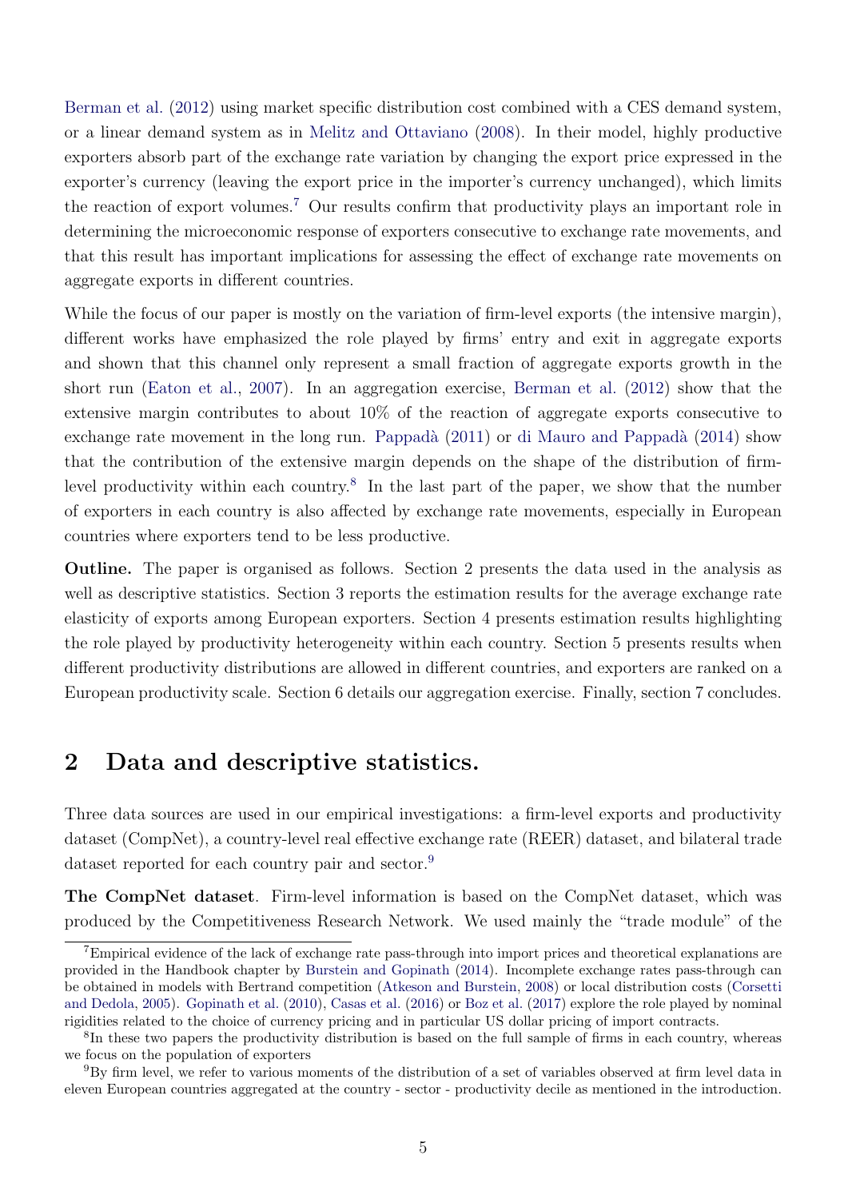Berman et al. (2012) using market specific distribution cost combined with a CES demand system, or a linear demand system as in Melitz and Ottaviano (2008). In their model, highly productive exporters absorb part of the exchange rate variation by changing the export price expressed in the exporter's currency (leaving the export price in the importer's currency unchanged), which limits the reaction of export volumes.[7] Our results confirm that productivity plays an important role in determining the microeconomic response of exporters consecutive to exchange rate movements, and that this result has important implications for assessing the effect of exchange rate movements on aggregate exports in different countries.

While the focus of our paper is mostly on the variation of firm-level exports (the intensive margin), different works have emphasized the role played by firms' entry and exit in aggregate exports and shown that this channel only represent a small fraction of aggregate exports growth in the short run (Eaton et al., 2007). In an aggregation exercise, Berman et al. (2012) show that the extensive margin contributes to about 10% of the reaction of aggregate exports consecutive to exchange rate movement in the long run. Pappadà (2011) or di Mauro and Pappadà (2014) show that the contribution of the extensive margin depends on the shape of the distribution of firm-level productivity within each country.[8] In the last part of the paper, we show that the number of exporters in each country is also affected by exchange rate movements, especially in European countries where exporters tend to be less productive.

**Outline.** The paper is organised as follows. Section 2 presents the data used in the analysis as well as descriptive statistics. Section 3 reports the estimation results for the average exchange rate elasticity of exports among European exporters. Section 4 presents estimation results highlighting the role played by productivity heterogeneity within each country. Section 5 presents results when different productivity distributions are allowed in different countries, and exporters are ranked on a European productivity scale. Section 6 details our aggregation exercise. Finally, section 7 concludes.

# 2 Data and descriptive statistics.

Three data sources are used in our empirical investigations: a firm-level exports and productivity dataset (CompNet), a country-level real effective exchange rate (REER) dataset, and bilateral trade dataset reported for each country pair and sector.[9]

**The CompNet dataset**. Firm-level information is based on the CompNet dataset, which was produced by the Competitiveness Research Network. We used mainly the "trade module" of the

[7] Empirical evidence of the lack of exchange rate pass-through into import prices and theoretical explanations are provided in the Handbook chapter by Burstein and Gopinath (2014). Incomplete exchange rates pass-through can be obtained in models with Bertrand competition (Atkeson and Burstein, 2008) or local distribution costs (Corsetti and Dedola, 2005). Gopinath et al. (2010), Casas et al. (2016) or Boz et al. (2017) explore the role played by nominal rigidities related to the choice of currency pricing and in particular US dollar pricing of import contracts.

[8] In these two papers the productivity distribution is based on the full sample of firms in each country, whereas we focus on the population of exporters

[9] By firm level, we refer to various moments of the distribution of a set of variables observed at firm level data in eleven European countries aggregated at the country - sector - productivity decile as mentioned in the introduction.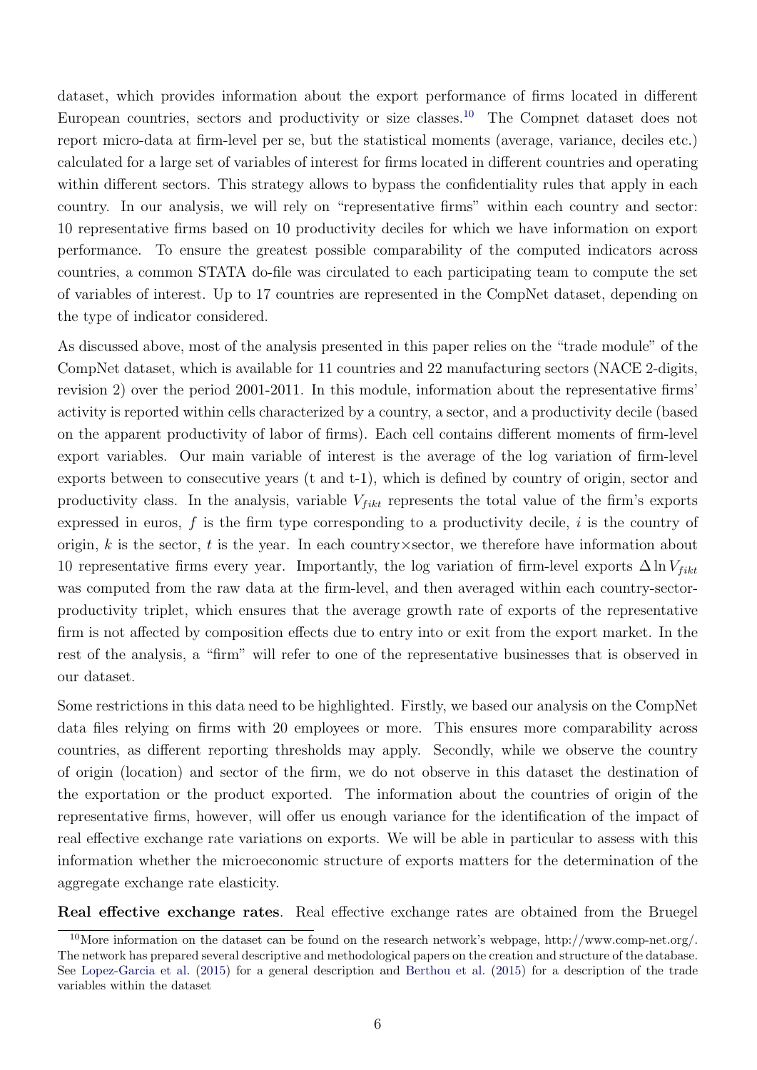dataset, which provides information about the export performance of firms located in different European countries, sectors and productivity or size classes.[10] The Compnet dataset does not report micro-data at firm-level per se, but the statistical moments (average, variance, deciles etc.) calculated for a large set of variables of interest for firms located in different countries and operating within different sectors. This strategy allows to bypass the confidentiality rules that apply in each country. In our analysis, we will rely on "representative firms" within each country and sector: 10 representative firms based on 10 productivity deciles for which we have information on export performance. To ensure the greatest possible comparability of the computed indicators across countries, a common STATA do-file was circulated to each participating team to compute the set of variables of interest. Up to 17 countries are represented in the CompNet dataset, depending on the type of indicator considered.

As discussed above, most of the analysis presented in this paper relies on the "trade module" of the CompNet dataset, which is available for 11 countries and 22 manufacturing sectors (NACE 2-digits, revision 2) over the period 2001-2011. In this module, information about the representative firms' activity is reported within cells characterized by a country, a sector, and a productivity decile (based on the apparent productivity of labor of firms). Each cell contains different moments of firm-level export variables. Our main variable of interest is the average of the log variation of firm-level exports between to consecutive years (t and t-1), which is defined by country of origin, sector and productivity class. In the analysis, variable $V_{fikt}$ represents the total value of the firm's exports expressed in euros, $f$ is the firm type corresponding to a productivity decile, $i$ is the country of origin, $k$ is the sector, $t$ is the year. In each country×sector, we therefore have information about 10 representative firms every year. Importantly, the log variation of firm-level exports $\Delta \ln V_{fikt}$ was computed from the raw data at the firm-level, and then averaged within each country-sector-productivity triplet, which ensures that the average growth rate of exports of the representative firm is not affected by composition effects due to entry into or exit from the export market. In the rest of the analysis, a "firm" will refer to one of the representative businesses that is observed in our dataset.

Some restrictions in this data need to be highlighted. Firstly, we based our analysis on the CompNet data files relying on firms with 20 employees or more. This ensures more comparability across countries, as different reporting thresholds may apply. Secondly, while we observe the country of origin (location) and sector of the firm, we do not observe in this dataset the destination of the exportation or the product exported. The information about the countries of origin of the representative firms, however, will offer us enough variance for the identification of the impact of real effective exchange rate variations on exports. We will be able in particular to assess with this information whether the microeconomic structure of exports matters for the determination of the aggregate exchange rate elasticity.

**Real effective exchange rates**. Real effective exchange rates are obtained from the Bruegel

[10] More information on the dataset can be found on the research network's webpage, http://www.comp-net.org/. The network has prepared several descriptive and methodological papers on the creation and structure of the database. See Lopez-Garcia et al. (2015) for a general description and Berthou et al. (2015) for a description of the trade variables within the dataset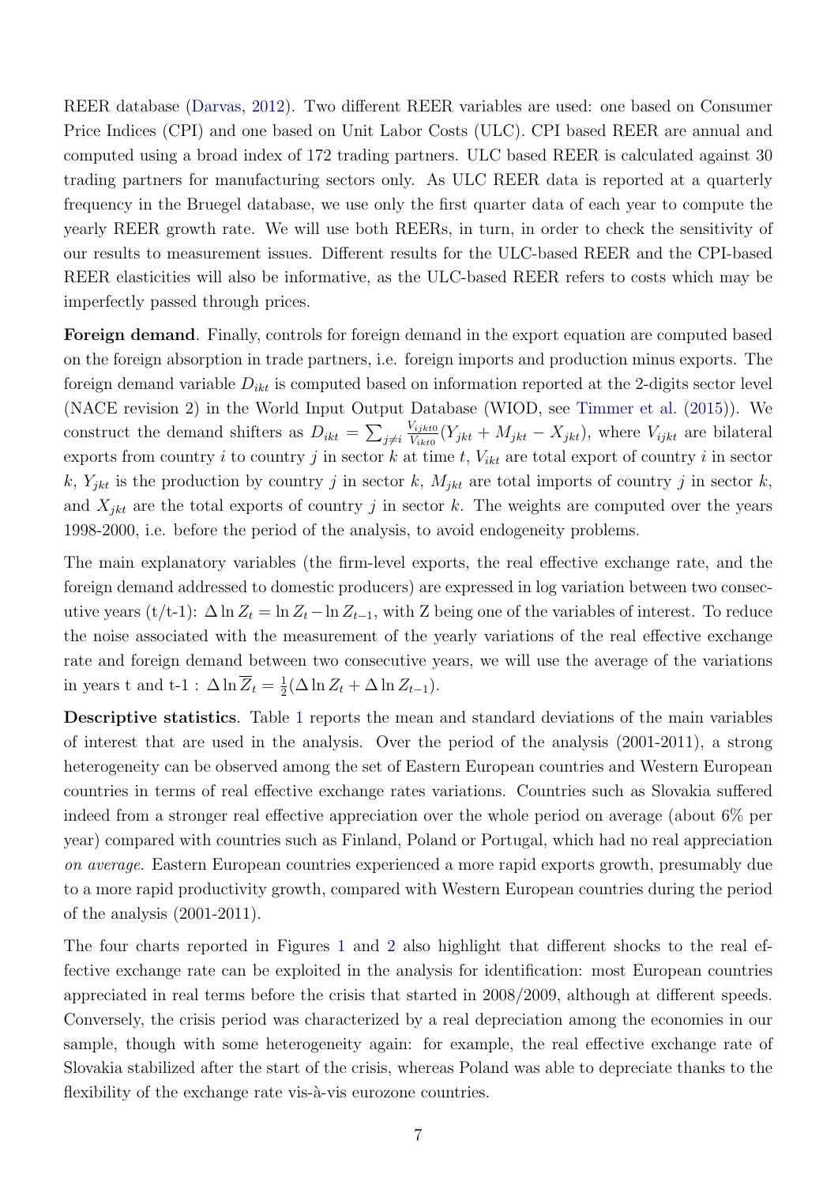REER database (Darvas, 2012). Two different REER variables are used: one based on Consumer Price Indices (CPI) and one based on Unit Labor Costs (ULC). CPI based REER are annual and computed using a broad index of 172 trading partners. ULC based REER is calculated against 30 trading partners for manufacturing sectors only. As ULC REER data is reported at a quarterly frequency in the Bruegel database, we use only the first quarter data of each year to compute the yearly REER growth rate. We will use both REERs, in turn, in order to check the sensitivity of our results to measurement issues. Different results for the ULC-based REER and the CPI-based REER elasticities will also be informative, as the ULC-based REER refers to costs which may be imperfectly passed through prices.

**Foreign demand**. Finally, controls for foreign demand in the export equation are computed based on the foreign absorption in trade partners, i.e. foreign imports and production minus exports. The foreign demand variable $D_{ikt}$ is computed based on information reported at the 2-digits sector level (NACE revision 2) in the World Input Output Database (WIOD, see Timmer et al. (2015)). We construct the demand shifters as $D_{ikt} = \sum_{j \neq i} \frac{V_{ijkt0}}{V_{ikt0}}(Y_{jkt} + M_{jkt} - X_{jkt})$, where $V_{ijkt}$ are bilateral exports from country $i$ to country $j$ in sector $k$ at time $t$, $V_{ikt}$ are total export of country $i$ in sector $k$, $Y_{jkt}$ is the production by country $j$ in sector $k$, $M_{jkt}$ are total imports of country $j$ in sector $k$, and $X_{jkt}$ are the total exports of country $j$ in sector $k$. The weights are computed over the years 1998-2000, i.e. before the period of the analysis, to avoid endogeneity problems.

The main explanatory variables (the firm-level exports, the real effective exchange rate, and the foreign demand addressed to domestic producers) are expressed in log variation between two consecutive years (t/t-1): $\Delta \ln Z_t = \ln Z_t - \ln Z_{t-1}$, with Z being one of the variables of interest. To reduce the noise associated with the measurement of the yearly variations of the real effective exchange rate and foreign demand between two consecutive years, we will use the average of the variations in years t and t-1 : $\Delta \ln \overline{Z}_t = \frac{1}{2}(\Delta \ln Z_t + \Delta \ln Z_{t-1})$.

**Descriptive statistics**. Table 1 reports the mean and standard deviations of the main variables of interest that are used in the analysis. Over the period of the analysis (2001-2011), a strong heterogeneity can be observed among the set of Eastern European countries and Western European countries in terms of real effective exchange rates variations. Countries such as Slovakia suffered indeed from a stronger real effective appreciation over the whole period on average (about 6% per year) compared with countries such as Finland, Poland or Portugal, which had no real appreciation *on average*. Eastern European countries experienced a more rapid exports growth, presumably due to a more rapid productivity growth, compared with Western European countries during the period of the analysis (2001-2011).

The four charts reported in Figures 1 and 2 also highlight that different shocks to the real effective exchange rate can be exploited in the analysis for identification: most European countries appreciated in real terms before the crisis that started in 2008/2009, although at different speeds. Conversely, the crisis period was characterized by a real depreciation among the economies in our sample, though with some heterogeneity again: for example, the real effective exchange rate of Slovakia stabilized after the start of the crisis, whereas Poland was able to depreciate thanks to the flexibility of the exchange rate vis-à-vis eurozone countries.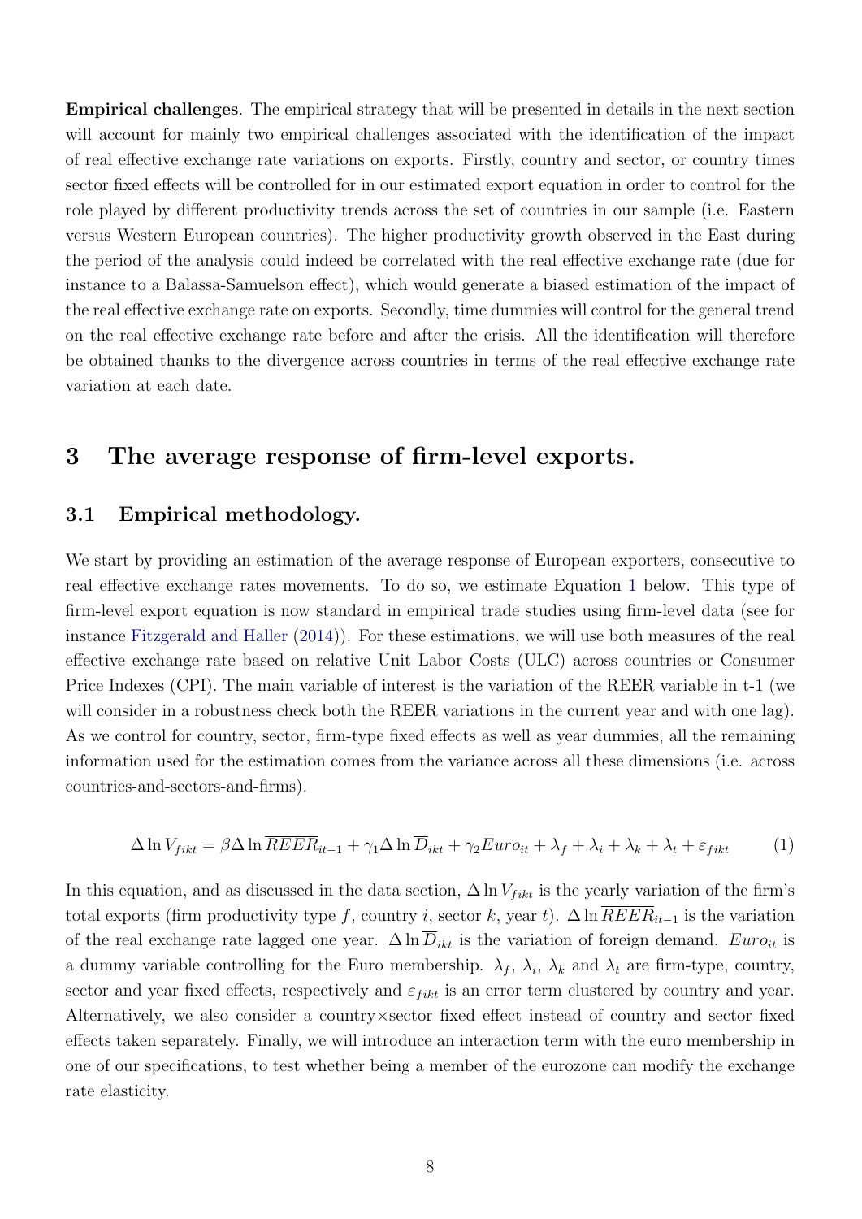**Empirical challenges**. The empirical strategy that will be presented in details in the next section will account for mainly two empirical challenges associated with the identification of the impact of real effective exchange rate variations on exports. Firstly, country and sector, or country times sector fixed effects will be controlled for in our estimated export equation in order to control for the role played by different productivity trends across the set of countries in our sample (i.e. Eastern versus Western European countries). The higher productivity growth observed in the East during the period of the analysis could indeed be correlated with the real effective exchange rate (due for instance to a Balassa-Samuelson effect), which would generate a biased estimation of the impact of the real effective exchange rate on exports. Secondly, time dummies will control for the general trend on the real effective exchange rate before and after the crisis. All the identification will therefore be obtained thanks to the divergence across countries in terms of the real effective exchange rate variation at each date.

# 3 The average response of firm-level exports.

## 3.1 Empirical methodology.

We start by providing an estimation of the average response of European exporters, consecutive to real effective exchange rates movements. To do so, we estimate Equation 1 below. This type of firm-level export equation is now standard in empirical trade studies using firm-level data (see for instance Fitzgerald and Haller (2014)). For these estimations, we will use both measures of the real effective exchange rate based on relative Unit Labor Costs (ULC) across countries or Consumer Price Indexes (CPI). The main variable of interest is the variation of the REER variable in t-1 (we will consider in a robustness check both the REER variations in the current year and with one lag). As we control for country, sector, firm-type fixed effects as well as year dummies, all the remaining information used for the estimation comes from the variance across all these dimensions (i.e. across countries-and-sectors-and-firms).

$$\Delta \ln V_{fikt} = \beta \Delta \ln \overline{REER}_{it-1} + \gamma_1 \Delta \ln \overline{D}_{ikt} + \gamma_2 Euro_{it} + \lambda_f + \lambda_i + \lambda_k + \lambda_t + \varepsilon_{fikt} \qquad (1)$$

In this equation, and as discussed in the data section, $\Delta \ln V_{fikt}$ is the yearly variation of the firm's total exports (firm productivity type $f$, country $i$, sector $k$, year $t$). $\Delta \ln \overline{REER}_{it-1}$ is the variation of the real exchange rate lagged one year. $\Delta \ln \overline{D}_{ikt}$ is the variation of foreign demand. $Euro_{it}$ is a dummy variable controlling for the Euro membership. $\lambda_f$, $\lambda_i$, $\lambda_k$ and $\lambda_t$ are firm-type, country, sector and year fixed effects, respectively and $\varepsilon_{fikt}$ is an error term clustered by country and year. Alternatively, we also consider a country×sector fixed effect instead of country and sector fixed effects taken separately. Finally, we will introduce an interaction term with the euro membership in one of our specifications, to test whether being a member of the eurozone can modify the exchange rate elasticity.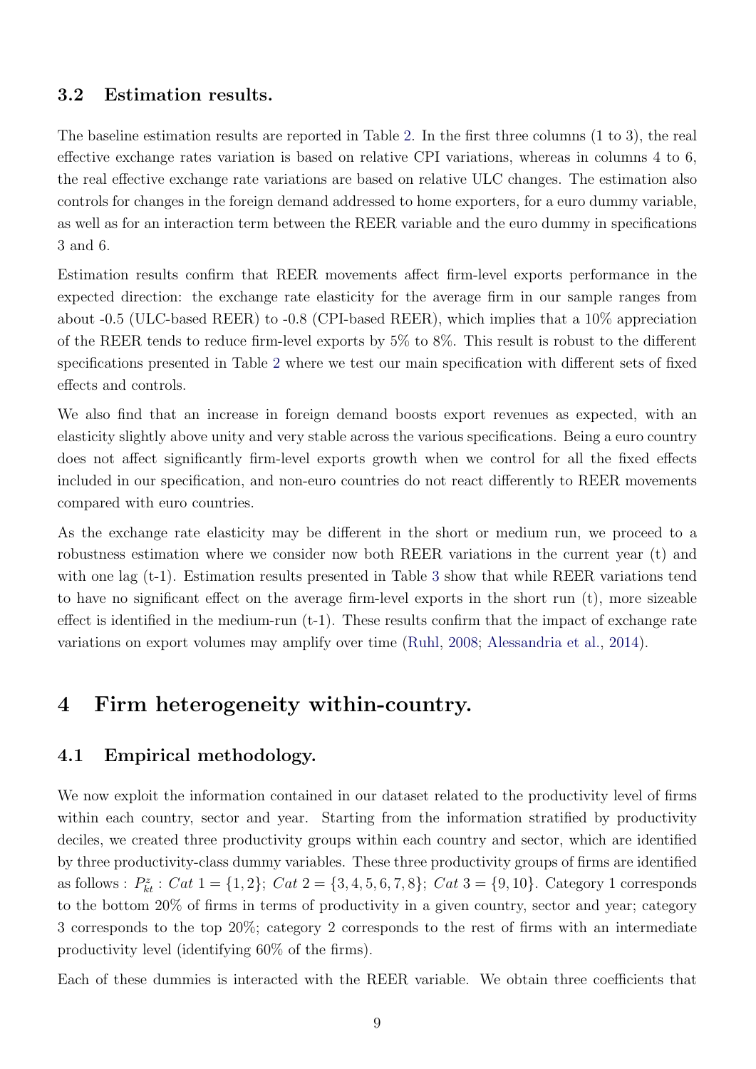### 3.2 Estimation results.

The baseline estimation results are reported in Table 2. In the first three columns (1 to 3), the real effective exchange rates variation is based on relative CPI variations, whereas in columns 4 to 6, the real effective exchange rate variations are based on relative ULC changes. The estimation also controls for changes in the foreign demand addressed to home exporters, for a euro dummy variable, as well as for an interaction term between the REER variable and the euro dummy in specifications 3 and 6.

Estimation results confirm that REER movements affect firm-level exports performance in the expected direction: the exchange rate elasticity for the average firm in our sample ranges from about -0.5 (ULC-based REER) to -0.8 (CPI-based REER), which implies that a 10% appreciation of the REER tends to reduce firm-level exports by 5% to 8%. This result is robust to the different specifications presented in Table 2 where we test our main specification with different sets of fixed effects and controls.

We also find that an increase in foreign demand boosts export revenues as expected, with an elasticity slightly above unity and very stable across the various specifications. Being a euro country does not affect significantly firm-level exports growth when we control for all the fixed effects included in our specification, and non-euro countries do not react differently to REER movements compared with euro countries.

As the exchange rate elasticity may be different in the short or medium run, we proceed to a robustness estimation where we consider now both REER variations in the current year (t) and with one lag (t-1). Estimation results presented in Table 3 show that while REER variations tend to have no significant effect on the average firm-level exports in the short run (t), more sizeable effect is identified in the medium-run (t-1). These results confirm that the impact of exchange rate variations on export volumes may amplify over time (Ruhl, 2008; Alessandria et al., 2014).

## 4 Firm heterogeneity within-country.

### 4.1 Empirical methodology.

We now exploit the information contained in our dataset related to the productivity level of firms within each country, sector and year. Starting from the information stratified by productivity deciles, we created three productivity groups within each country and sector, which are identified by three productivity-class dummy variables. These three productivity groups of firms are identified as follows : $P^z_{kt}$ : $Cat\ 1 = \{1, 2\}$; $Cat\ 2 = \{3, 4, 5, 6, 7, 8\}$; $Cat\ 3 = \{9, 10\}$. Category 1 corresponds to the bottom 20% of firms in terms of productivity in a given country, sector and year; category 3 corresponds to the top 20%; category 2 corresponds to the rest of firms with an intermediate productivity level (identifying 60% of the firms).

Each of these dummies is interacted with the REER variable. We obtain three coefficients that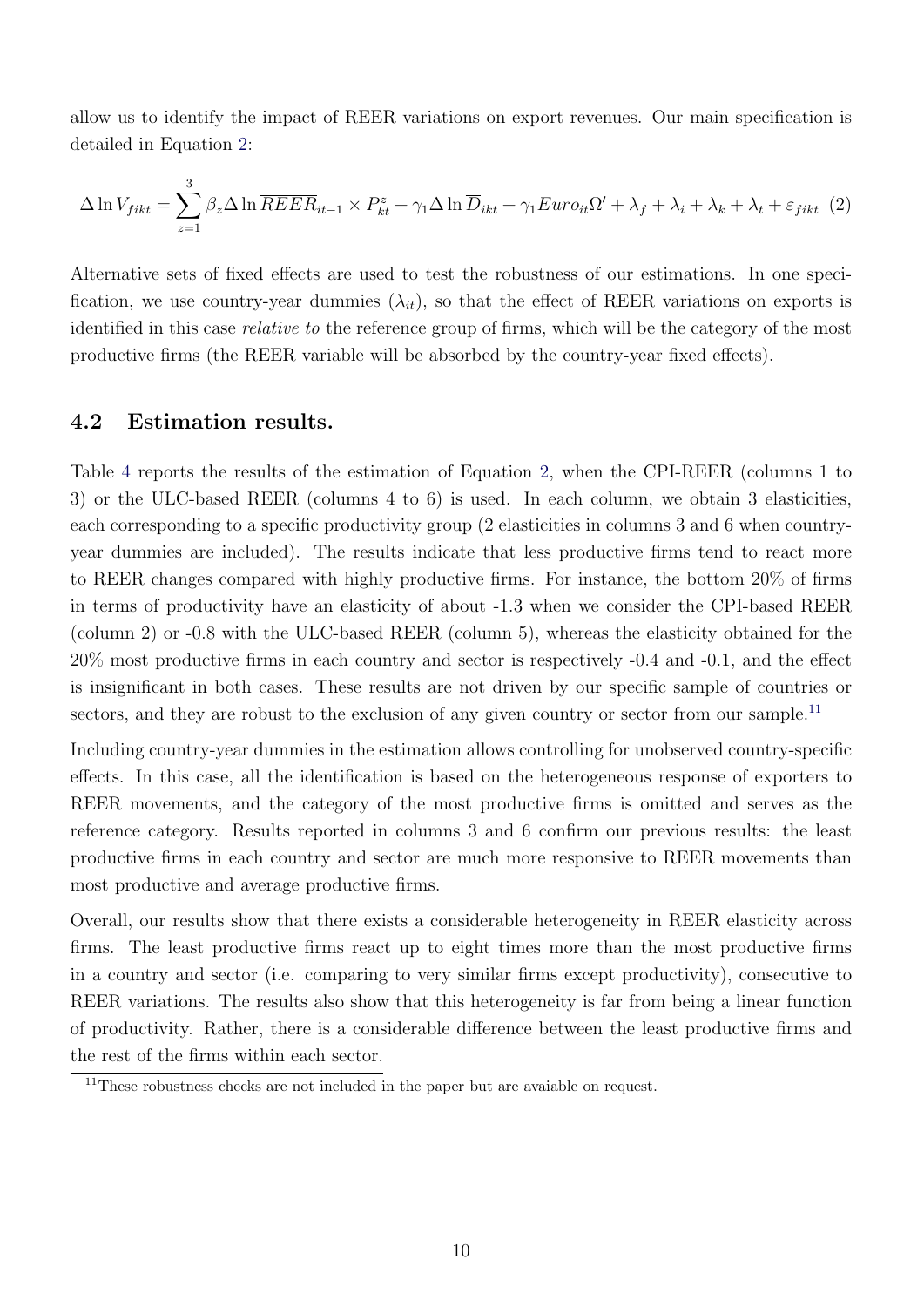allow us to identify the impact of REER variations on export revenues. Our main specification is detailed in Equation 2:

$$\Delta \ln V_{fikt} = \sum_{z=1}^{3} \beta_z \Delta \ln \overline{REER}_{it-1} \times P_{kt}^{z} + \gamma_1 \Delta \ln \overline{D}_{ikt} + \gamma_1 Euro_{it} \Omega' + \lambda_f + \lambda_i + \lambda_k + \lambda_t + \varepsilon_{fikt} \quad (2)$$

Alternative sets of fixed effects are used to test the robustness of our estimations. In one specification, we use country-year dummies ($\lambda_{it}$), so that the effect of REER variations on exports is identified in this case *relative to* the reference group of firms, which will be the category of the most productive firms (the REER variable will be absorbed by the country-year fixed effects).

## 4.2 Estimation results.

Table 4 reports the results of the estimation of Equation 2, when the CPI-REER (columns 1 to 3) or the ULC-based REER (columns 4 to 6) is used. In each column, we obtain 3 elasticities, each corresponding to a specific productivity group (2 elasticities in columns 3 and 6 when country-year dummies are included). The results indicate that less productive firms tend to react more to REER changes compared with highly productive firms. For instance, the bottom 20% of firms in terms of productivity have an elasticity of about -1.3 when we consider the CPI-based REER (column 2) or -0.8 with the ULC-based REER (column 5), whereas the elasticity obtained for the 20% most productive firms in each country and sector is respectively -0.4 and -0.1, and the effect is insignificant in both cases. These results are not driven by our specific sample of countries or sectors, and they are robust to the exclusion of any given country or sector from our sample.[11]

Including country-year dummies in the estimation allows controlling for unobserved country-specific effects. In this case, all the identification is based on the heterogeneous response of exporters to REER movements, and the category of the most productive firms is omitted and serves as the reference category. Results reported in columns 3 and 6 confirm our previous results: the least productive firms in each country and sector are much more responsive to REER movements than most productive and average productive firms.

Overall, our results show that there exists a considerable heterogeneity in REER elasticity across firms. The least productive firms react up to eight times more than the most productive firms in a country and sector (i.e. comparing to very similar firms except productivity), consecutive to REER variations. The results also show that this heterogeneity is far from being a linear function of productivity. Rather, there is a considerable difference between the least productive firms and the rest of the firms within each sector.

[11] These robustness checks are not included in the paper but are avaiable on request.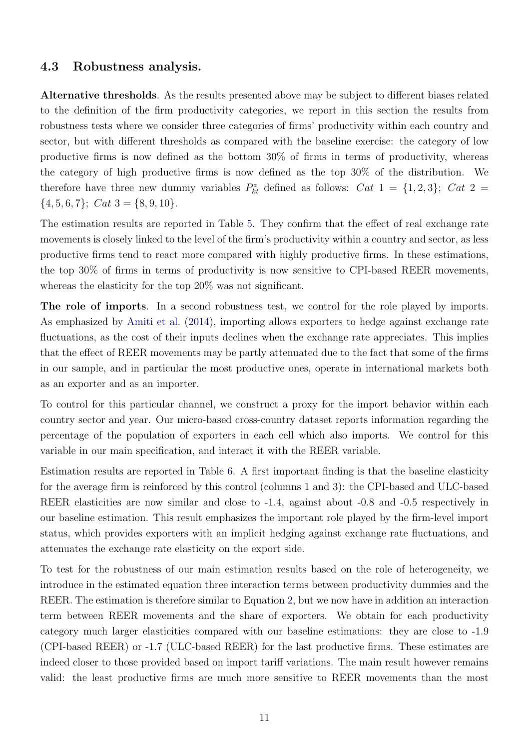### 4.3 Robustness analysis.

**Alternative thresholds**. As the results presented above may be subject to different biases related to the definition of the firm productivity categories, we report in this section the results from robustness tests where we consider three categories of firms' productivity within each country and sector, but with different thresholds as compared with the baseline exercise: the category of low productive firms is now defined as the bottom 30% of firms in terms of productivity, whereas the category of high productive firms is now defined as the top 30% of the distribution. We therefore have three new dummy variables $P^z_{kt}$ defined as follows: $Cat\ 1 = \{1, 2, 3\}$; $Cat\ 2 = \{4, 5, 6, 7\}$; $Cat\ 3 = \{8, 9, 10\}$.

The estimation results are reported in Table 5. They confirm that the effect of real exchange rate movements is closely linked to the level of the firm's productivity within a country and sector, as less productive firms tend to react more compared with highly productive firms. In these estimations, the top 30% of firms in terms of productivity is now sensitive to CPI-based REER movements, whereas the elasticity for the top 20% was not significant.

**The role of imports**. In a second robustness test, we control for the role played by imports. As emphasized by Amiti et al. (2014), importing allows exporters to hedge against exchange rate fluctuations, as the cost of their inputs declines when the exchange rate appreciates. This implies that the effect of REER movements may be partly attenuated due to the fact that some of the firms in our sample, and in particular the most productive ones, operate in international markets both as an exporter and as an importer.

To control for this particular channel, we construct a proxy for the import behavior within each country sector and year. Our micro-based cross-country dataset reports information regarding the percentage of the population of exporters in each cell which also imports. We control for this variable in our main specification, and interact it with the REER variable.

Estimation results are reported in Table 6. A first important finding is that the baseline elasticity for the average firm is reinforced by this control (columns 1 and 3): the CPI-based and ULC-based REER elasticities are now similar and close to -1.4, against about -0.8 and -0.5 respectively in our baseline estimation. This result emphasizes the important role played by the firm-level import status, which provides exporters with an implicit hedging against exchange rate fluctuations, and attenuates the exchange rate elasticity on the export side.

To test for the robustness of our main estimation results based on the role of heterogeneity, we introduce in the estimated equation three interaction terms between productivity dummies and the REER. The estimation is therefore similar to Equation 2, but we now have in addition an interaction term between REER movements and the share of exporters. We obtain for each productivity category much larger elasticities compared with our baseline estimations: they are close to -1.9 (CPI-based REER) or -1.7 (ULC-based REER) for the last productive firms. These estimates are indeed closer to those provided based on import tariff variations. The main result however remains valid: the least productive firms are much more sensitive to REER movements than the most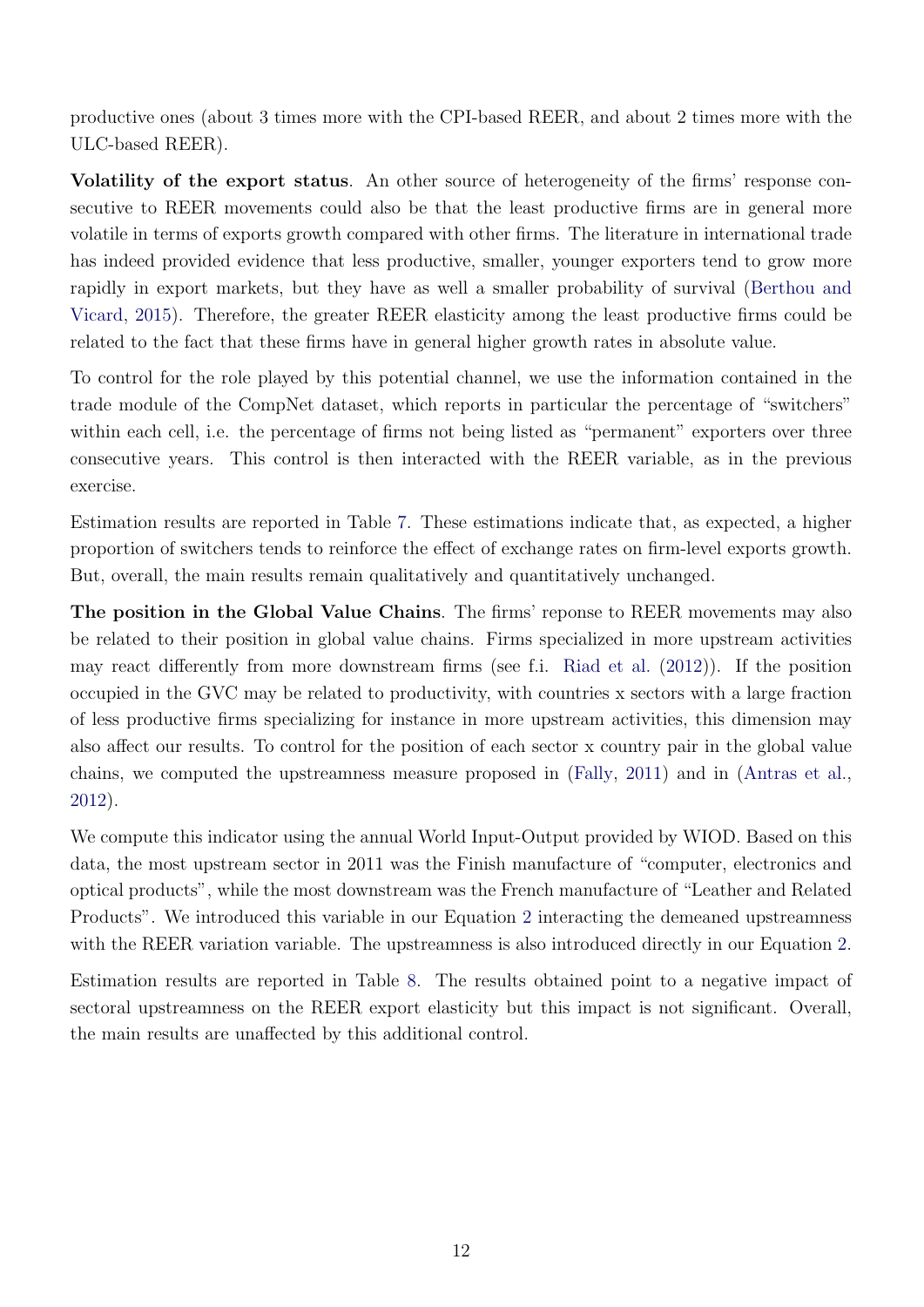productive ones (about 3 times more with the CPI-based REER, and about 2 times more with the ULC-based REER).

**Volatility of the export status**. An other source of heterogeneity of the firms' response consecutive to REER movements could also be that the least productive firms are in general more volatile in terms of exports growth compared with other firms. The literature in international trade has indeed provided evidence that less productive, smaller, younger exporters tend to grow more rapidly in export markets, but they have as well a smaller probability of survival (Berthou and Vicard, 2015). Therefore, the greater REER elasticity among the least productive firms could be related to the fact that these firms have in general higher growth rates in absolute value.

To control for the role played by this potential channel, we use the information contained in the trade module of the CompNet dataset, which reports in particular the percentage of "switchers" within each cell, i.e. the percentage of firms not being listed as "permanent" exporters over three consecutive years. This control is then interacted with the REER variable, as in the previous exercise.

Estimation results are reported in Table 7. These estimations indicate that, as expected, a higher proportion of switchers tends to reinforce the effect of exchange rates on firm-level exports growth. But, overall, the main results remain qualitatively and quantitatively unchanged.

**The position in the Global Value Chains**. The firms' reponse to REER movements may also be related to their position in global value chains. Firms specialized in more upstream activities may react differently from more downstream firms (see f.i. Riad et al. (2012)). If the position occupied in the GVC may be related to productivity, with countries x sectors with a large fraction of less productive firms specializing for instance in more upstream activities, this dimension may also affect our results. To control for the position of each sector x country pair in the global value chains, we computed the upstreamness measure proposed in (Fally, 2011) and in (Antras et al., 2012).

We compute this indicator using the annual World Input-Output provided by WIOD. Based on this data, the most upstream sector in 2011 was the Finish manufacture of "computer, electronics and optical products", while the most downstream was the French manufacture of "Leather and Related Products". We introduced this variable in our Equation 2 interacting the demeaned upstreamness with the REER variation variable. The upstreamness is also introduced directly in our Equation 2.

Estimation results are reported in Table 8. The results obtained point to a negative impact of sectoral upstreamness on the REER export elasticity but this impact is not significant. Overall, the main results are unaffected by this additional control.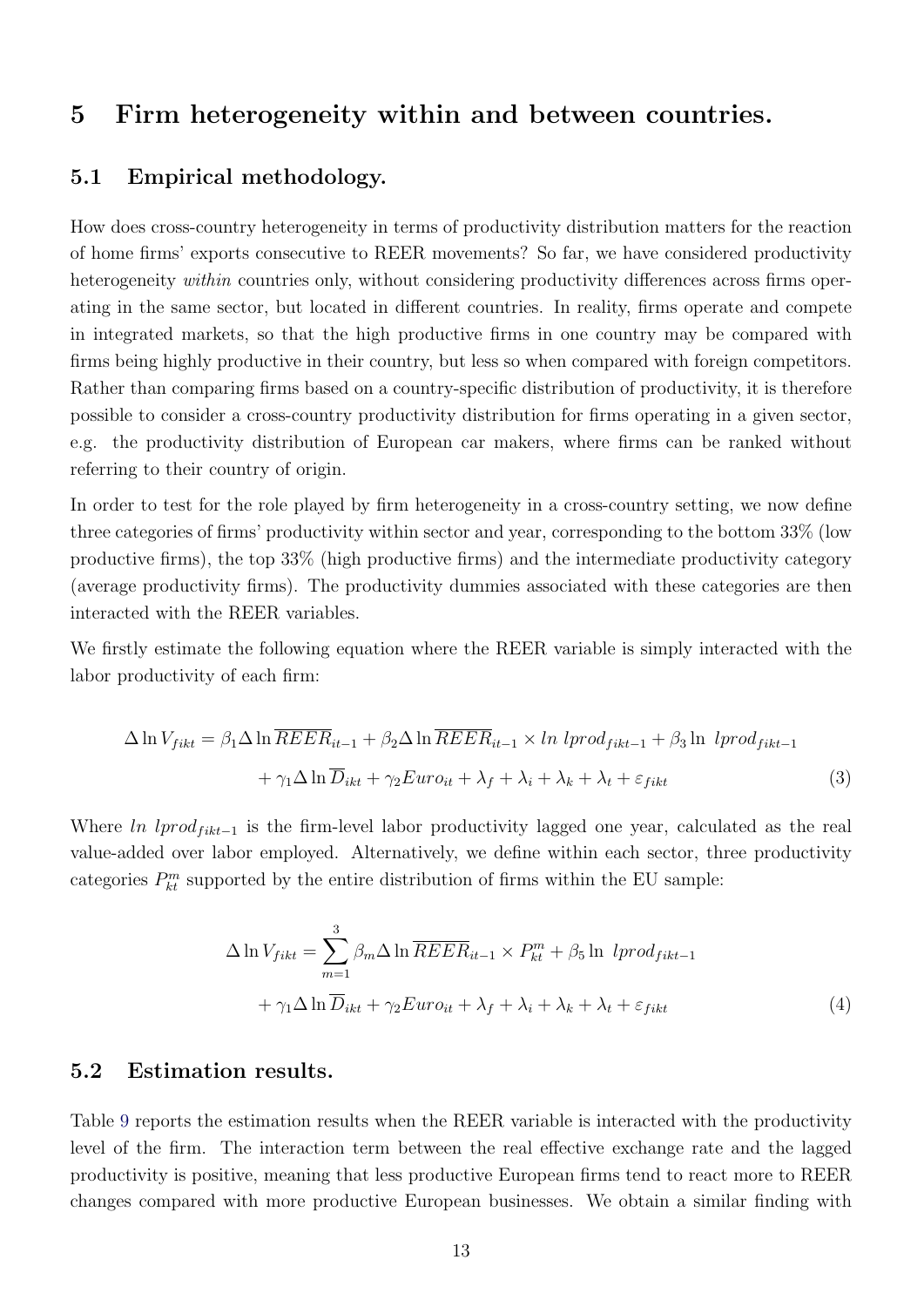# 5 Firm heterogeneity within and between countries.

## 5.1 Empirical methodology.

How does cross-country heterogeneity in terms of productivity distribution matters for the reaction of home firms' exports consecutive to REER movements? So far, we have considered productivity heterogeneity *within* countries only, without considering productivity differences across firms operating in the same sector, but located in different countries. In reality, firms operate and compete in integrated markets, so that the high productive firms in one country may be compared with firms being highly productive in their country, but less so when compared with foreign competitors. Rather than comparing firms based on a country-specific distribution of productivity, it is therefore possible to consider a cross-country productivity distribution for firms operating in a given sector, e.g. the productivity distribution of European car makers, where firms can be ranked without referring to their country of origin.

In order to test for the role played by firm heterogeneity in a cross-country setting, we now define three categories of firms' productivity within sector and year, corresponding to the bottom 33% (low productive firms), the top 33% (high productive firms) and the intermediate productivity category (average productivity firms). The productivity dummies associated with these categories are then interacted with the REER variables.

We firstly estimate the following equation where the REER variable is simply interacted with the labor productivity of each firm:

$$\Delta \ln V_{fikt} = \beta_1 \Delta \ln \overline{REER}_{it-1} + \beta_2 \Delta \ln \overline{REER}_{it-1} \times ln\ lprod_{fikt-1} + \beta_3 \ln\ lprod_{fikt-1} + \gamma_1 \Delta \ln \overline{D}_{ikt} + \gamma_2 Euro_{it} + \lambda_f + \lambda_i + \lambda_k + \lambda_t + \varepsilon_{fikt} \quad (3)$$

Where $ln\ lprod_{fikt-1}$ is the firm-level labor productivity lagged one year, calculated as the real value-added over labor employed. Alternatively, we define within each sector, three productivity categories $P^m_{kt}$ supported by the entire distribution of firms within the EU sample:

$$\Delta \ln V_{fikt} = \sum_{m=1}^{3} \beta_m \Delta \ln \overline{REER}_{it-1} \times P^m_{kt} + \beta_5 \ln\ lprod_{fikt-1} + \gamma_1 \Delta \ln \overline{D}_{ikt} + \gamma_2 Euro_{it} + \lambda_f + \lambda_i + \lambda_k + \lambda_t + \varepsilon_{fikt} \quad (4)$$

## 5.2 Estimation results.

Table 9 reports the estimation results when the REER variable is interacted with the productivity level of the firm. The interaction term between the real effective exchange rate and the lagged productivity is positive, meaning that less productive European firms tend to react more to REER changes compared with more productive European businesses. We obtain a similar finding with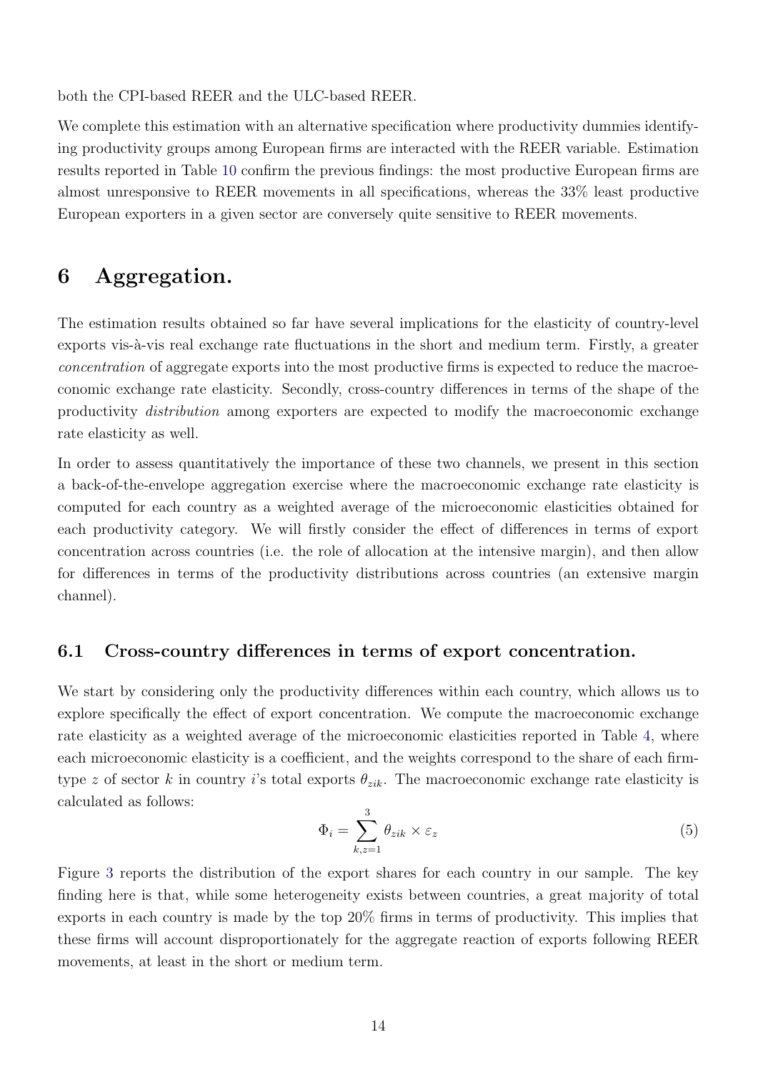both the CPI-based REER and the ULC-based REER.

We complete this estimation with an alternative specification where productivity dummies identifying productivity groups among European firms are interacted with the REER variable. Estimation results reported in Table 10 confirm the previous findings: the most productive European firms are almost unresponsive to REER movements in all specifications, whereas the 33% least productive European exporters in a given sector are conversely quite sensitive to REER movements.

# 6 Aggregation.

The estimation results obtained so far have several implications for the elasticity of country-level exports vis-à-vis real exchange rate fluctuations in the short and medium term. Firstly, a greater *concentration* of aggregate exports into the most productive firms is expected to reduce the macroeconomic exchange rate elasticity. Secondly, cross-country differences in terms of the shape of the productivity *distribution* among exporters are expected to modify the macroeconomic exchange rate elasticity as well.

In order to assess quantitatively the importance of these two channels, we present in this section a back-of-the-envelope aggregation exercise where the macroeconomic exchange rate elasticity is computed for each country as a weighted average of the microeconomic elasticities obtained for each productivity category. We will firstly consider the effect of differences in terms of export concentration across countries (i.e. the role of allocation at the intensive margin), and then allow for differences in terms of the productivity distributions across countries (an extensive margin channel).

## 6.1 Cross-country differences in terms of export concentration.

We start by considering only the productivity differences within each country, which allows us to explore specifically the effect of export concentration. We compute the macroeconomic exchange rate elasticity as a weighted average of the microeconomic elasticities reported in Table 4, where each microeconomic elasticity is a coefficient, and the weights correspond to the share of each firm-type $z$ of sector $k$ in country $i$'s total exports $\theta_{zik}$. The macroeconomic exchange rate elasticity is calculated as follows:

$$\Phi_i = \sum_{k,z=1}^{3} \theta_{zik} \times \varepsilon_z \tag{5}$$

Figure 3 reports the distribution of the export shares for each country in our sample. The key finding here is that, while some heterogeneity exists between countries, a great majority of total exports in each country is made by the top 20% firms in terms of productivity. This implies that these firms will account disproportionately for the aggregate reaction of exports following REER movements, at least in the short or medium term.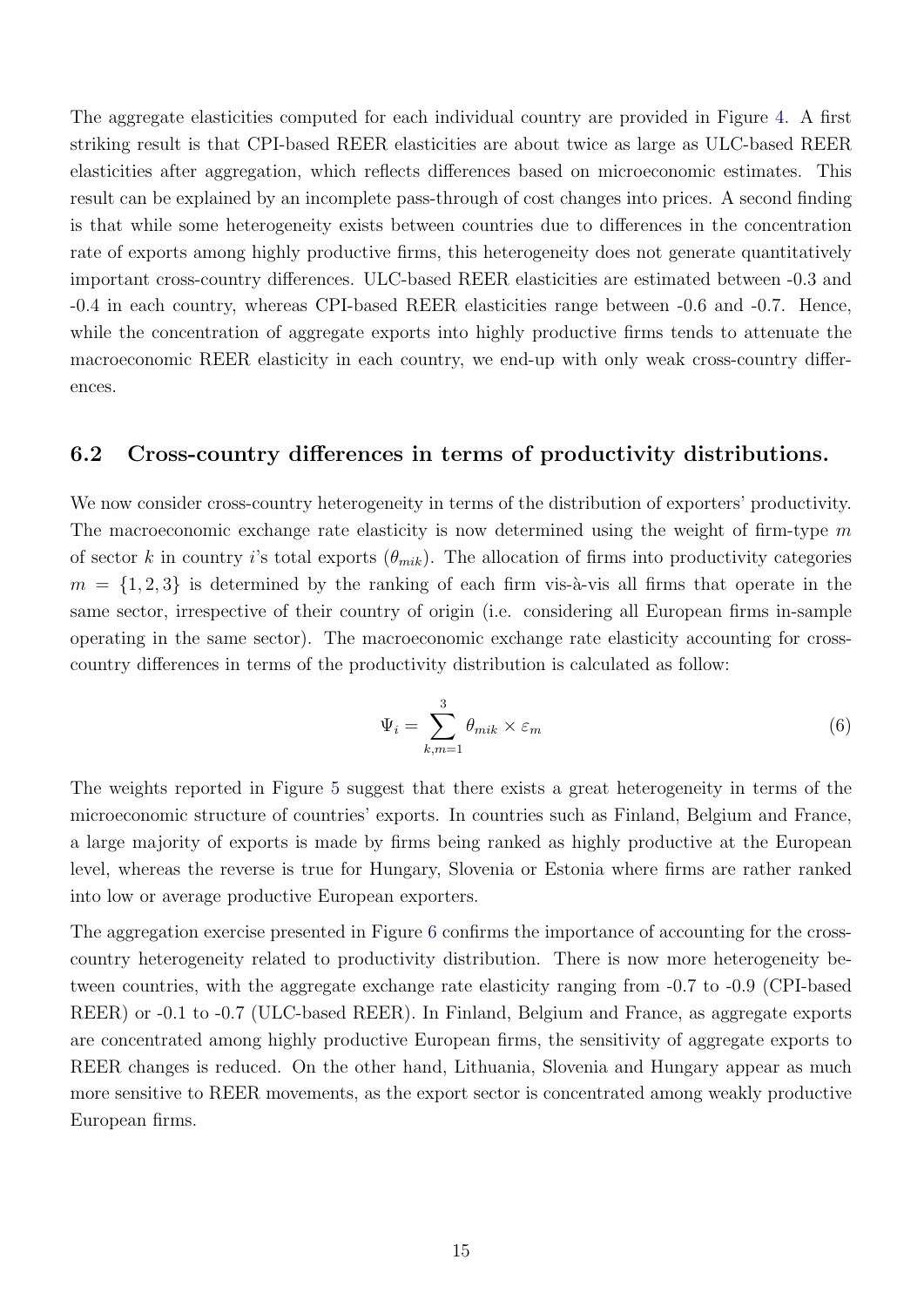The aggregate elasticities computed for each individual country are provided in Figure 4. A first striking result is that CPI-based REER elasticities are about twice as large as ULC-based REER elasticities after aggregation, which reflects differences based on microeconomic estimates. This result can be explained by an incomplete pass-through of cost changes into prices. A second finding is that while some heterogeneity exists between countries due to differences in the concentration rate of exports among highly productive firms, this heterogeneity does not generate quantitatively important cross-country differences. ULC-based REER elasticities are estimated between -0.3 and -0.4 in each country, whereas CPI-based REER elasticities range between -0.6 and -0.7. Hence, while the concentration of aggregate exports into highly productive firms tends to attenuate the macroeconomic REER elasticity in each country, we end-up with only weak cross-country differences.

## 6.2 Cross-country differences in terms of productivity distributions.

We now consider cross-country heterogeneity in terms of the distribution of exporters' productivity. The macroeconomic exchange rate elasticity is now determined using the weight of firm-type $m$ of sector $k$ in country $i$'s total exports ($\theta_{mik}$). The allocation of firms into productivity categories $m = \{1, 2, 3\}$ is determined by the ranking of each firm vis-à-vis all firms that operate in the same sector, irrespective of their country of origin (i.e. considering all European firms in-sample operating in the same sector). The macroeconomic exchange rate elasticity accounting for cross-country differences in terms of the productivity distribution is calculated as follow:

$$\Psi_i = \sum_{k,m=1}^{3} \theta_{mik} \times \varepsilon_m \tag{6}$$

The weights reported in Figure 5 suggest that there exists a great heterogeneity in terms of the microeconomic structure of countries' exports. In countries such as Finland, Belgium and France, a large majority of exports is made by firms being ranked as highly productive at the European level, whereas the reverse is true for Hungary, Slovenia or Estonia where firms are rather ranked into low or average productive European exporters.

The aggregation exercise presented in Figure 6 confirms the importance of accounting for the cross-country heterogeneity related to productivity distribution. There is now more heterogeneity between countries, with the aggregate exchange rate elasticity ranging from -0.7 to -0.9 (CPI-based REER) or -0.1 to -0.7 (ULC-based REER). In Finland, Belgium and France, as aggregate exports are concentrated among highly productive European firms, the sensitivity of aggregate exports to REER changes is reduced. On the other hand, Lithuania, Slovenia and Hungary appear as much more sensitive to REER movements, as the export sector is concentrated among weakly productive European firms.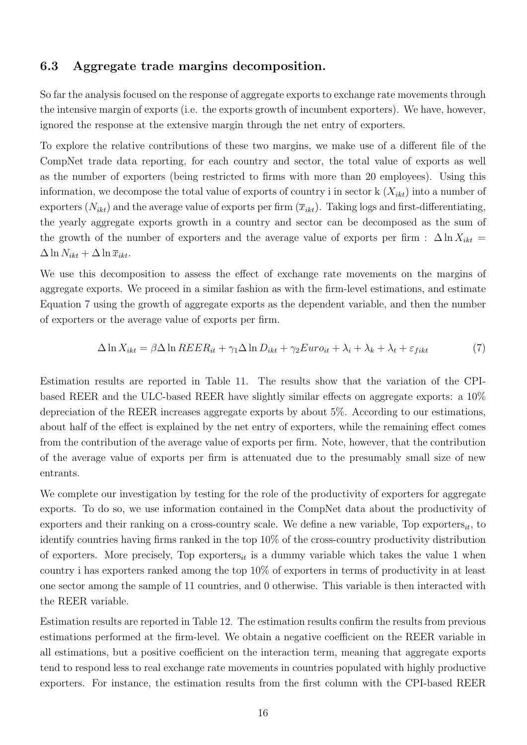## 6.3 Aggregate trade margins decomposition.

So far the analysis focused on the response of aggregate exports to exchange rate movements through the intensive margin of exports (i.e. the exports growth of incumbent exporters). We have, however, ignored the response at the extensive margin through the net entry of exporters.

To explore the relative contributions of these two margins, we make use of a different file of the CompNet trade data reporting, for each country and sector, the total value of exports as well as the number of exporters (being restricted to firms with more than 20 employees). Using this information, we decompose the total value of exports of country i in sector k ($X_{ikt}$) into a number of exporters ($N_{ikt}$) and the average value of exports per firm ($\overline{x}_{ikt}$). Taking logs and first-differentiating, the yearly aggregate exports growth in a country and sector can be decomposed as the sum of the growth of the number of exporters and the average value of exports per firm : $\Delta \ln X_{ikt} = \Delta \ln N_{ikt} + \Delta \ln \overline{x}_{ikt}$.

We use this decomposition to assess the effect of exchange rate movements on the margins of aggregate exports. We proceed in a similar fashion as with the firm-level estimations, and estimate Equation 7 using the growth of aggregate exports as the dependent variable, and then the number of exporters or the average value of exports per firm.

$$\Delta \ln X_{ikt} = \beta \Delta \ln REER_{it} + \gamma_1 \Delta \ln D_{ikt} + \gamma_2 Euro_{it} + \lambda_i + \lambda_k + \lambda_t + \varepsilon_{fikt} \tag{7}$$

Estimation results are reported in Table 11. The results show that the variation of the CPI-based REER and the ULC-based REER have slightly similar effects on aggregate exports: a 10% depreciation of the REER increases aggregate exports by about 5%. According to our estimations, about half of the effect is explained by the net entry of exporters, while the remaining effect comes from the contribution of the average value of exports per firm. Note, however, that the contribution of the average value of exports per firm is attenuated due to the presumably small size of new entrants.

We complete our investigation by testing for the role of the productivity of exporters for aggregate exports. To do so, we use information contained in the CompNet data about the productivity of exporters and their ranking on a cross-country scale. We define a new variable, Top exporters$_{it}$, to identify countries having firms ranked in the top 10% of the cross-country productivity distribution of exporters. More precisely, Top exporters$_{it}$ is a dummy variable which takes the value 1 when country i has exporters ranked among the top 10% of exporters in terms of productivity in at least one sector among the sample of 11 countries, and 0 otherwise. This variable is then interacted with the REER variable.

Estimation results are reported in Table 12. The estimation results confirm the results from previous estimations performed at the firm-level. We obtain a negative coefficient on the REER variable in all estimations, but a positive coefficient on the interaction term, meaning that aggregate exports tend to respond less to real exchange rate movements in countries populated with highly productive exporters. For instance, the estimation results from the first column with the CPI-based REER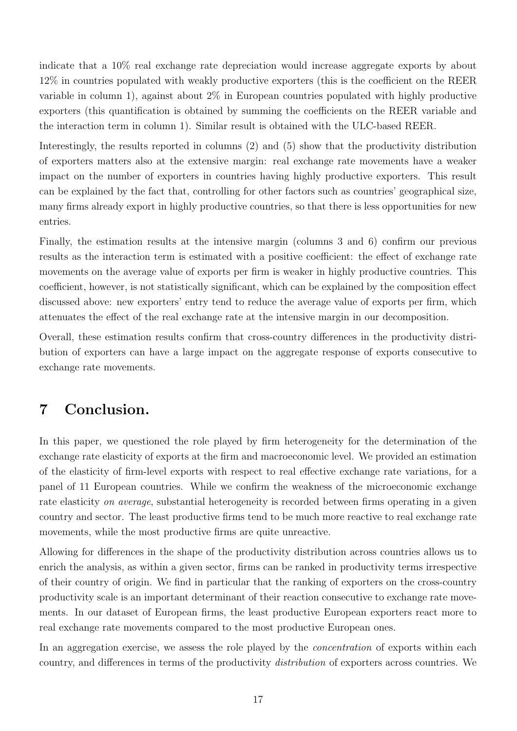indicate that a 10% real exchange rate depreciation would increase aggregate exports by about 12% in countries populated with weakly productive exporters (this is the coefficient on the REER variable in column 1), against about 2% in European countries populated with highly productive exporters (this quantification is obtained by summing the coefficients on the REER variable and the interaction term in column 1). Similar result is obtained with the ULC-based REER.

Interestingly, the results reported in columns (2) and (5) show that the productivity distribution of exporters matters also at the extensive margin: real exchange rate movements have a weaker impact on the number of exporters in countries having highly productive exporters. This result can be explained by the fact that, controlling for other factors such as countries' geographical size, many firms already export in highly productive countries, so that there is less opportunities for new entries.

Finally, the estimation results at the intensive margin (columns 3 and 6) confirm our previous results as the interaction term is estimated with a positive coefficient: the effect of exchange rate movements on the average value of exports per firm is weaker in highly productive countries. This coefficient, however, is not statistically significant, which can be explained by the composition effect discussed above: new exporters' entry tend to reduce the average value of exports per firm, which attenuates the effect of the real exchange rate at the intensive margin in our decomposition.

Overall, these estimation results confirm that cross-country differences in the productivity distribution of exporters can have a large impact on the aggregate response of exports consecutive to exchange rate movements.

# 7 Conclusion.

In this paper, we questioned the role played by firm heterogeneity for the determination of the exchange rate elasticity of exports at the firm and macroeconomic level. We provided an estimation of the elasticity of firm-level exports with respect to real effective exchange rate variations, for a panel of 11 European countries. While we confirm the weakness of the microeconomic exchange rate elasticity *on average*, substantial heterogeneity is recorded between firms operating in a given country and sector. The least productive firms tend to be much more reactive to real exchange rate movements, while the most productive firms are quite unreactive.

Allowing for differences in the shape of the productivity distribution across countries allows us to enrich the analysis, as within a given sector, firms can be ranked in productivity terms irrespective of their country of origin. We find in particular that the ranking of exporters on the cross-country productivity scale is an important determinant of their reaction consecutive to exchange rate movements. In our dataset of European firms, the least productive European exporters react more to real exchange rate movements compared to the most productive European ones.

In an aggregation exercise, we assess the role played by the *concentration* of exports within each country, and differences in terms of the productivity *distribution* of exporters across countries. We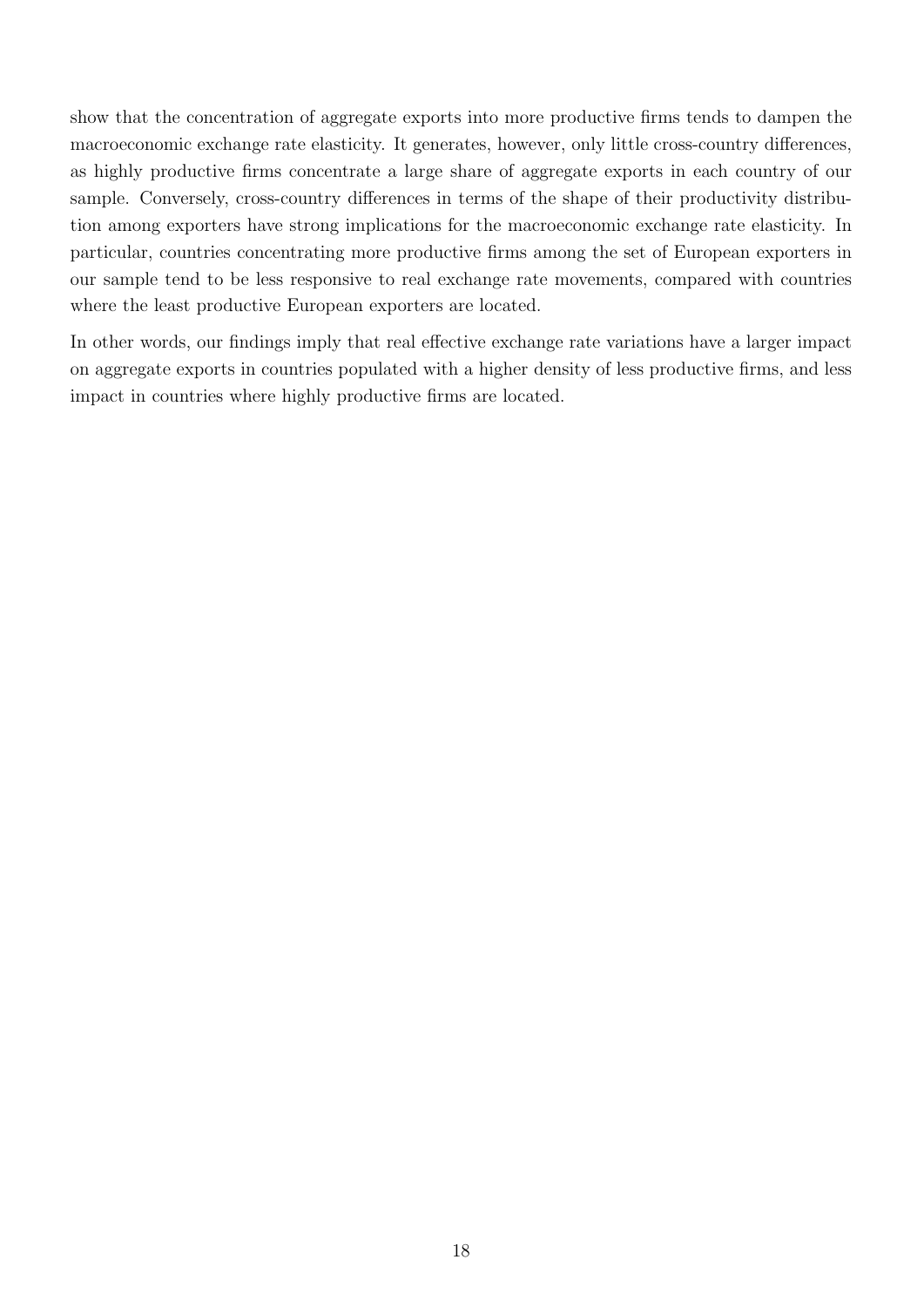show that the concentration of aggregate exports into more productive firms tends to dampen the macroeconomic exchange rate elasticity. It generates, however, only little cross-country differences, as highly productive firms concentrate a large share of aggregate exports in each country of our sample. Conversely, cross-country differences in terms of the shape of their productivity distribution among exporters have strong implications for the macroeconomic exchange rate elasticity. In particular, countries concentrating more productive firms among the set of European exporters in our sample tend to be less responsive to real exchange rate movements, compared with countries where the least productive European exporters are located.

In other words, our findings imply that real effective exchange rate variations have a larger impact on aggregate exports in countries populated with a higher density of less productive firms, and less impact in countries where highly productive firms are located.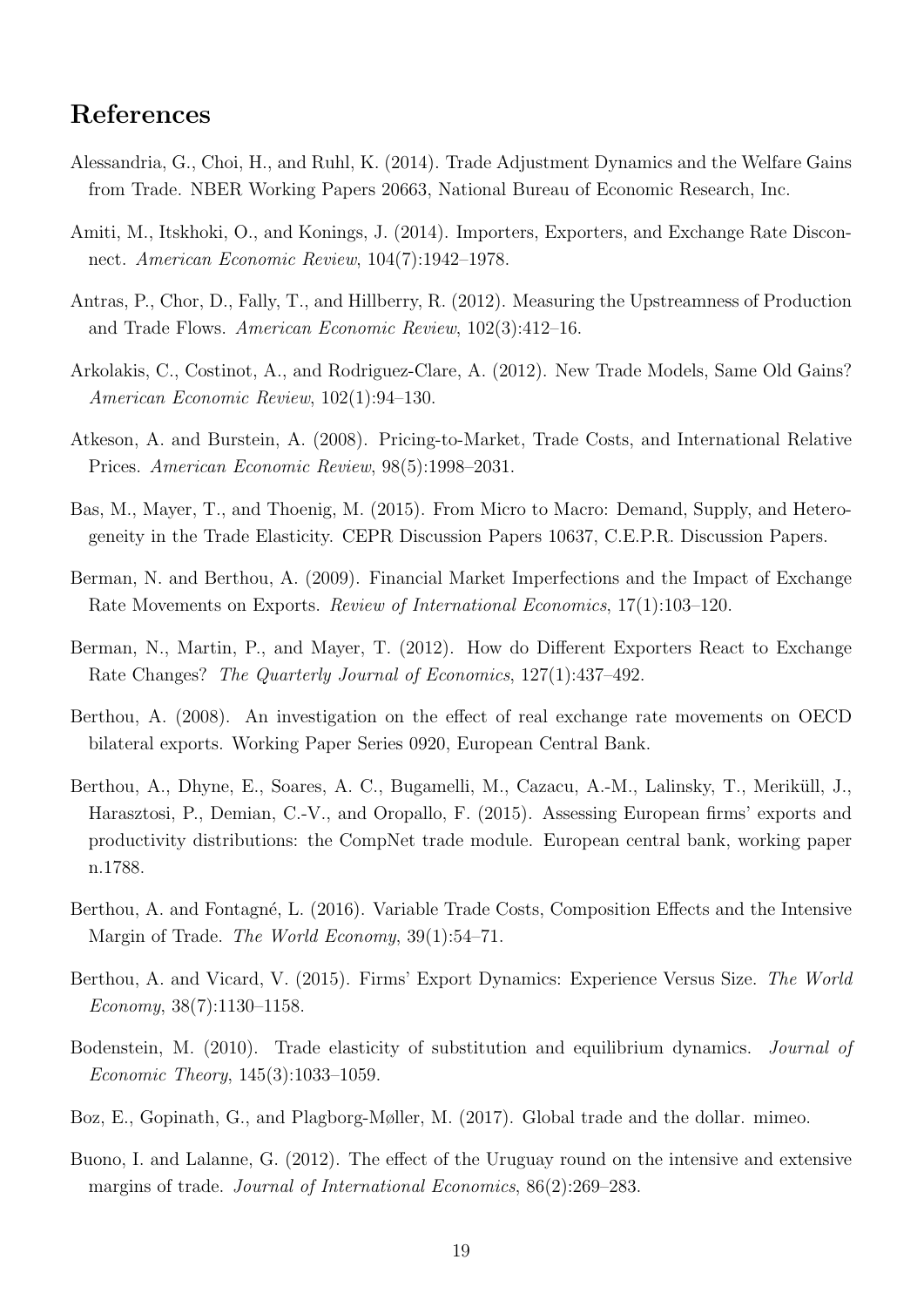## References

Alessandria, G., Choi, H., and Ruhl, K. (2014). Trade Adjustment Dynamics and the Welfare Gains from Trade. NBER Working Papers 20663, National Bureau of Economic Research, Inc.

Amiti, M., Itskhoki, O., and Konings, J. (2014). Importers, Exporters, and Exchange Rate Disconnect. *American Economic Review*, 104(7):1942–1978.

Antras, P., Chor, D., Fally, T., and Hillberry, R. (2012). Measuring the Upstreamness of Production and Trade Flows. *American Economic Review*, 102(3):412–16.

Arkolakis, C., Costinot, A., and Rodriguez-Clare, A. (2012). New Trade Models, Same Old Gains? *American Economic Review*, 102(1):94–130.

Atkeson, A. and Burstein, A. (2008). Pricing-to-Market, Trade Costs, and International Relative Prices. *American Economic Review*, 98(5):1998–2031.

Bas, M., Mayer, T., and Thoenig, M. (2015). From Micro to Macro: Demand, Supply, and Heterogeneity in the Trade Elasticity. CEPR Discussion Papers 10637, C.E.P.R. Discussion Papers.

Berman, N. and Berthou, A. (2009). Financial Market Imperfections and the Impact of Exchange Rate Movements on Exports. *Review of International Economics*, 17(1):103–120.

Berman, N., Martin, P., and Mayer, T. (2012). How do Different Exporters React to Exchange Rate Changes? *The Quarterly Journal of Economics*, 127(1):437–492.

Berthou, A. (2008). An investigation on the effect of real exchange rate movements on OECD bilateral exports. Working Paper Series 0920, European Central Bank.

Berthou, A., Dhyne, E., Soares, A. C., Bugamelli, M., Cazacu, A.-M., Lalinsky, T., Meriküll, J., Harasztosi, P., Demian, C.-V., and Oropallo, F. (2015). Assessing European firms' exports and productivity distributions: the CompNet trade module. European central bank, working paper n.1788.

Berthou, A. and Fontagné, L. (2016). Variable Trade Costs, Composition Effects and the Intensive Margin of Trade. *The World Economy*, 39(1):54–71.

Berthou, A. and Vicard, V. (2015). Firms' Export Dynamics: Experience Versus Size. *The World Economy*, 38(7):1130–1158.

Bodenstein, M. (2010). Trade elasticity of substitution and equilibrium dynamics. *Journal of Economic Theory*, 145(3):1033–1059.

Boz, E., Gopinath, G., and Plagborg-Møller, M. (2017). Global trade and the dollar. mimeo.

Buono, I. and Lalanne, G. (2012). The effect of the Uruguay round on the intensive and extensive margins of trade. *Journal of International Economics*, 86(2):269–283.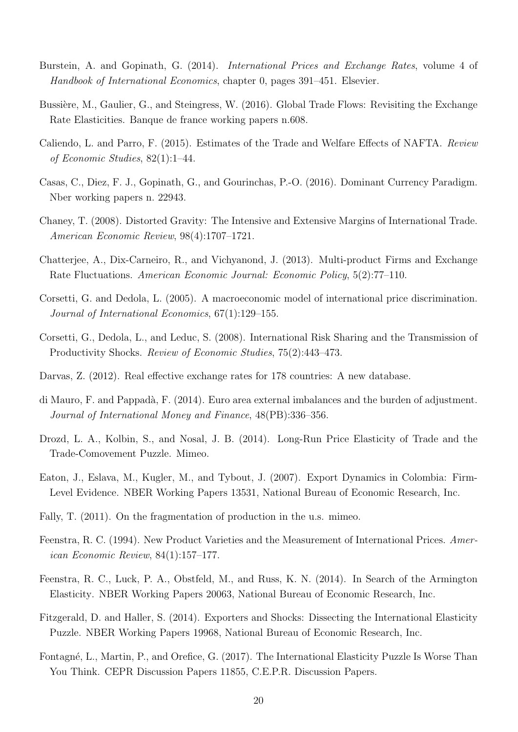Burstein, A. and Gopinath, G. (2014). *International Prices and Exchange Rates*, volume 4 of *Handbook of International Economics*, chapter 0, pages 391–451. Elsevier.

Bussière, M., Gaulier, G., and Steingress, W. (2016). Global Trade Flows: Revisiting the Exchange Rate Elasticities. Banque de france working papers n.608.

Caliendo, L. and Parro, F. (2015). Estimates of the Trade and Welfare Effects of NAFTA. *Review of Economic Studies*, 82(1):1–44.

Casas, C., Diez, F. J., Gopinath, G., and Gourinchas, P.-O. (2016). Dominant Currency Paradigm. Nber working papers n. 22943.

Chaney, T. (2008). Distorted Gravity: The Intensive and Extensive Margins of International Trade. *American Economic Review*, 98(4):1707–1721.

Chatterjee, A., Dix-Carneiro, R., and Vichyanond, J. (2013). Multi-product Firms and Exchange Rate Fluctuations. *American Economic Journal: Economic Policy*, 5(2):77–110.

Corsetti, G. and Dedola, L. (2005). A macroeconomic model of international price discrimination. *Journal of International Economics*, 67(1):129–155.

Corsetti, G., Dedola, L., and Leduc, S. (2008). International Risk Sharing and the Transmission of Productivity Shocks. *Review of Economic Studies*, 75(2):443–473.

Darvas, Z. (2012). Real effective exchange rates for 178 countries: A new database.

di Mauro, F. and Pappadà, F. (2014). Euro area external imbalances and the burden of adjustment. *Journal of International Money and Finance*, 48(PB):336–356.

Drozd, L. A., Kolbin, S., and Nosal, J. B. (2014). Long-Run Price Elasticity of Trade and the Trade-Comovement Puzzle. Mimeo.

Eaton, J., Eslava, M., Kugler, M., and Tybout, J. (2007). Export Dynamics in Colombia: Firm-Level Evidence. NBER Working Papers 13531, National Bureau of Economic Research, Inc.

Fally, T. (2011). On the fragmentation of production in the u.s. mimeo.

Feenstra, R. C. (1994). New Product Varieties and the Measurement of International Prices. *American Economic Review*, 84(1):157–177.

Feenstra, R. C., Luck, P. A., Obstfeld, M., and Russ, K. N. (2014). In Search of the Armington Elasticity. NBER Working Papers 20063, National Bureau of Economic Research, Inc.

Fitzgerald, D. and Haller, S. (2014). Exporters and Shocks: Dissecting the International Elasticity Puzzle. NBER Working Papers 19968, National Bureau of Economic Research, Inc.

Fontagné, L., Martin, P., and Orefice, G. (2017). The International Elasticity Puzzle Is Worse Than You Think. CEPR Discussion Papers 11855, C.E.P.R. Discussion Papers.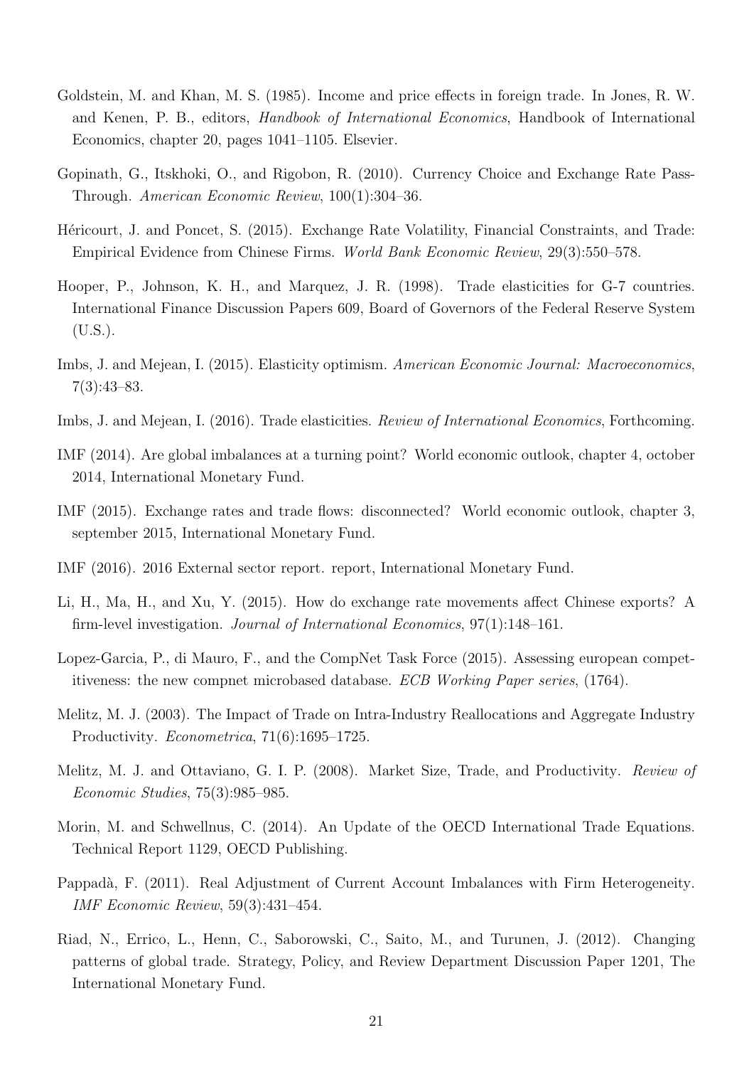Goldstein, M. and Khan, M. S. (1985). Income and price effects in foreign trade. In Jones, R. W. and Kenen, P. B., editors, *Handbook of International Economics*, Handbook of International Economics, chapter 20, pages 1041–1105. Elsevier.

Gopinath, G., Itskhoki, O., and Rigobon, R. (2010). Currency Choice and Exchange Rate Pass-Through. *American Economic Review*, 100(1):304–36.

Héricourt, J. and Poncet, S. (2015). Exchange Rate Volatility, Financial Constraints, and Trade: Empirical Evidence from Chinese Firms. *World Bank Economic Review*, 29(3):550–578.

Hooper, P., Johnson, K. H., and Marquez, J. R. (1998). Trade elasticities for G-7 countries. International Finance Discussion Papers 609, Board of Governors of the Federal Reserve System (U.S.).

Imbs, J. and Mejean, I. (2015). Elasticity optimism. *American Economic Journal: Macroeconomics*, 7(3):43–83.

Imbs, J. and Mejean, I. (2016). Trade elasticities. *Review of International Economics*, Forthcoming.

IMF (2014). Are global imbalances at a turning point? World economic outlook, chapter 4, october 2014, International Monetary Fund.

IMF (2015). Exchange rates and trade flows: disconnected? World economic outlook, chapter 3, september 2015, International Monetary Fund.

IMF (2016). 2016 External sector report. report, International Monetary Fund.

Li, H., Ma, H., and Xu, Y. (2015). How do exchange rate movements affect Chinese exports? A firm-level investigation. *Journal of International Economics*, 97(1):148–161.

Lopez-Garcia, P., di Mauro, F., and the CompNet Task Force (2015). Assessing european competitiveness: the new compnet microbased database. *ECB Working Paper series*, (1764).

Melitz, M. J. (2003). The Impact of Trade on Intra-Industry Reallocations and Aggregate Industry Productivity. *Econometrica*, 71(6):1695–1725.

Melitz, M. J. and Ottaviano, G. I. P. (2008). Market Size, Trade, and Productivity. *Review of Economic Studies*, 75(3):985–985.

Morin, M. and Schwellnus, C. (2014). An Update of the OECD International Trade Equations. Technical Report 1129, OECD Publishing.

Pappadà, F. (2011). Real Adjustment of Current Account Imbalances with Firm Heterogeneity. *IMF Economic Review*, 59(3):431–454.

Riad, N., Errico, L., Henn, C., Saborowski, C., Saito, M., and Turunen, J. (2012). Changing patterns of global trade. Strategy, Policy, and Review Department Discussion Paper 1201, The International Monetary Fund.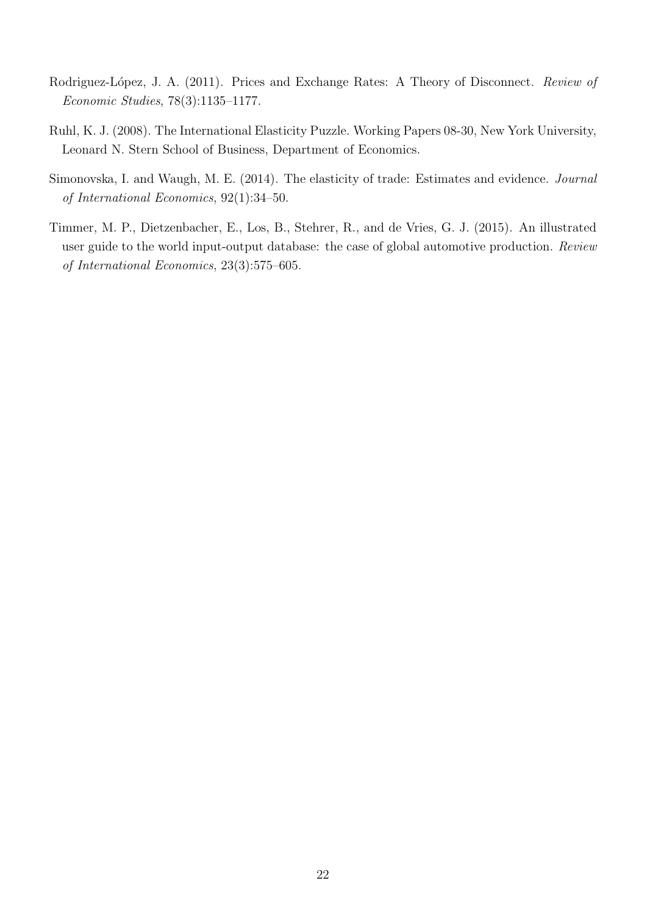Rodriguez-López, J. A. (2011). Prices and Exchange Rates: A Theory of Disconnect. *Review of Economic Studies*, 78(3):1135–1177.

Ruhl, K. J. (2008). The International Elasticity Puzzle. Working Papers 08-30, New York University, Leonard N. Stern School of Business, Department of Economics.

Simonovska, I. and Waugh, M. E. (2014). The elasticity of trade: Estimates and evidence. *Journal of International Economics*, 92(1):34–50.

Timmer, M. P., Dietzenbacher, E., Los, B., Stehrer, R., and de Vries, G. J. (2015). An illustrated user guide to the world input-output database: the case of global automotive production. *Review of International Economics*, 23(3):575–605.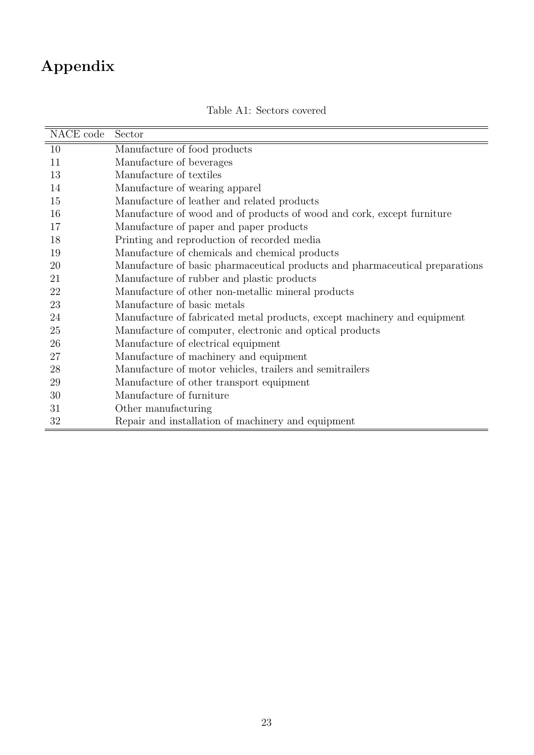# Appendix

Table A1: Sectors covered

| NACE code | Sector |
|---|---|
| 10 | Manufacture of food products |
| 11 | Manufacture of beverages |
| 13 | Manufacture of textiles |
| 14 | Manufacture of wearing apparel |
| 15 | Manufacture of leather and related products |
| 16 | Manufacture of wood and of products of wood and cork, except furniture |
| 17 | Manufacture of paper and paper products |
| 18 | Printing and reproduction of recorded media |
| 19 | Manufacture of chemicals and chemical products |
| 20 | Manufacture of basic pharmaceutical products and pharmaceutical preparations |
| 21 | Manufacture of rubber and plastic products |
| 22 | Manufacture of other non-metallic mineral products |
| 23 | Manufacture of basic metals |
| 24 | Manufacture of fabricated metal products, except machinery and equipment |
| 25 | Manufacture of computer, electronic and optical products |
| 26 | Manufacture of electrical equipment |
| 27 | Manufacture of machinery and equipment |
| 28 | Manufacture of motor vehicles, trailers and semitrailers |
| 29 | Manufacture of other transport equipment |
| 30 | Manufacture of furniture |
| 31 | Other manufacturing |
| 32 | Repair and installation of machinery and equipment |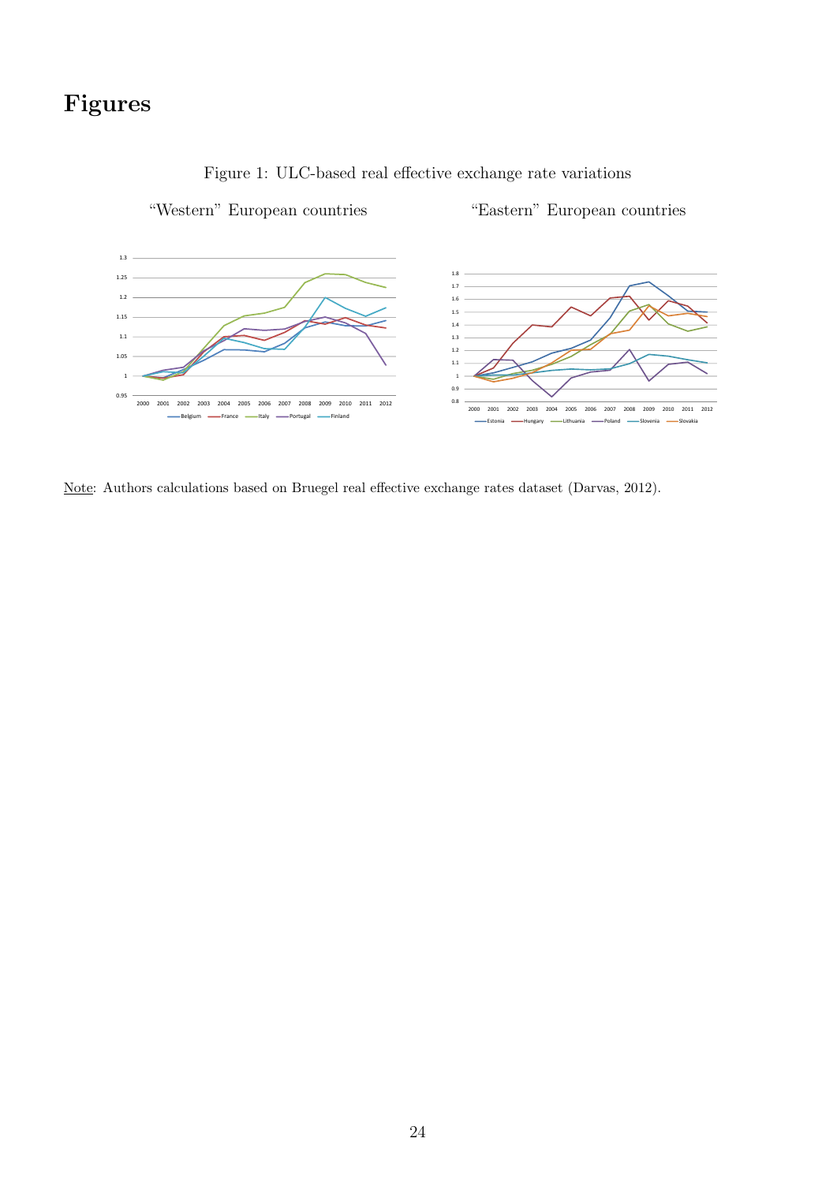# Figures

Figure 1: ULC-based real effective exchange rate variations

"Western" European countries

"Eastern" European countries

Note: Authors calculations based on Bruegel real effective exchange rates dataset (Darvas, 2012).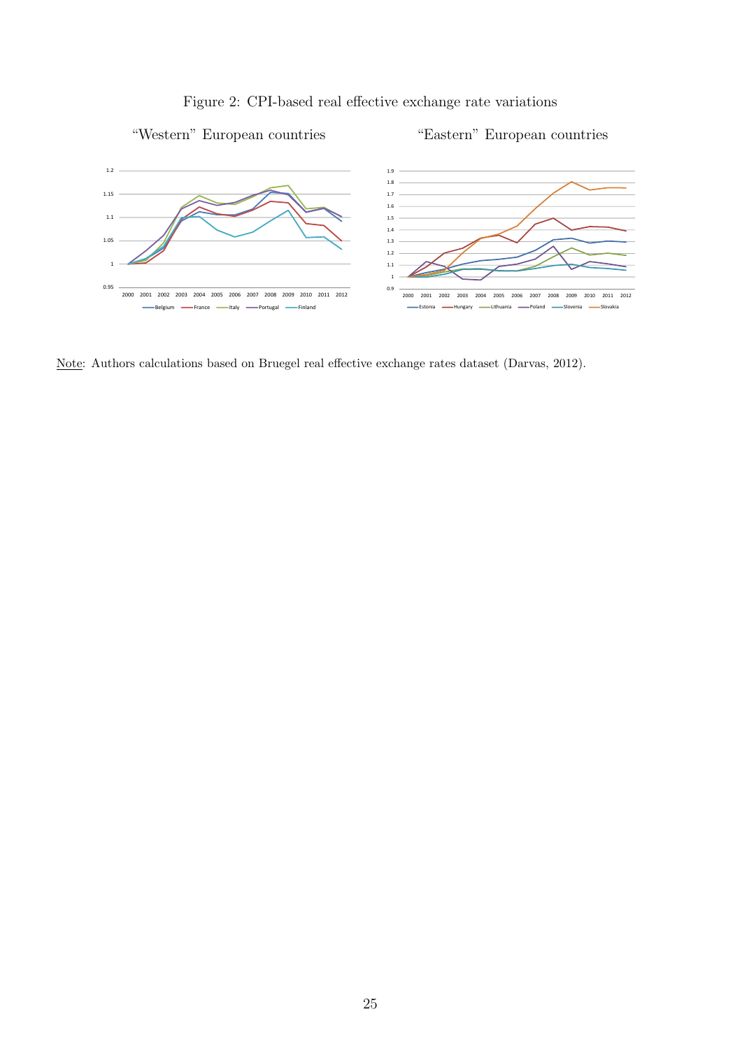Figure 2: CPI-based real effective exchange rate variations

"Western" European countries

"Eastern" European countries

Note: Authors calculations based on Bruegel real effective exchange rates dataset (Darvas, 2012).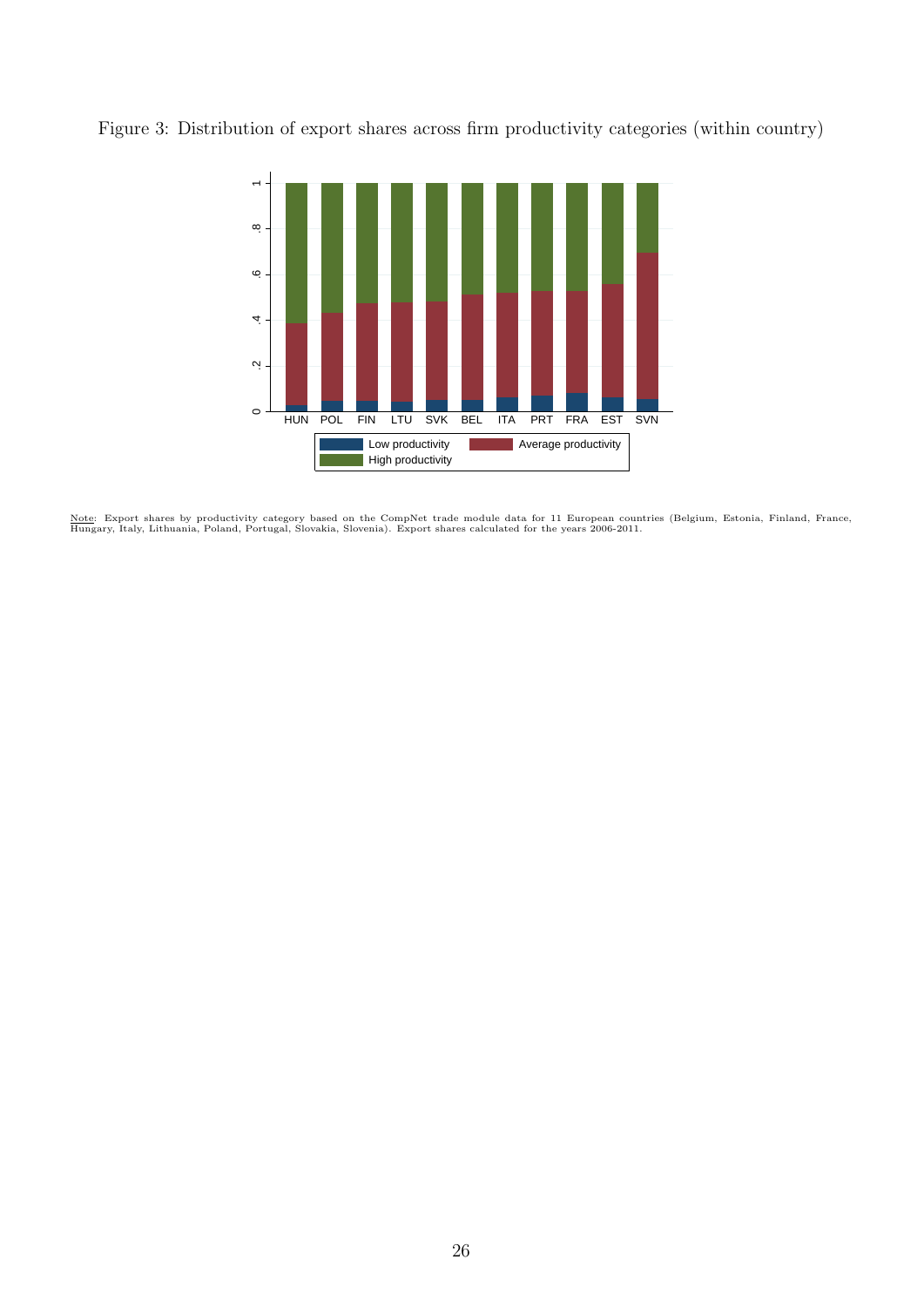Figure 3: Distribution of export shares across firm productivity categories (within country)

<u>Note</u>: Export shares by productivity category based on the CompNet trade module data for 11 European countries (Belgium, Estonia, Finland, France, Hungary, Italy, Lithuania, Poland, Portugal, Slovakia, Slovenia). Export shares calculated for the years 2006-2011.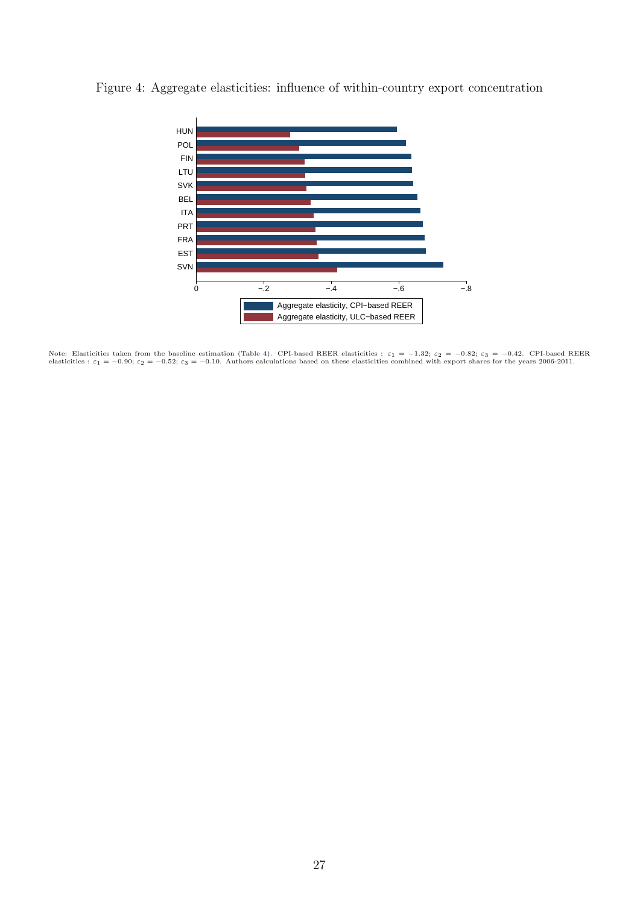Figure 4: Aggregate elasticities: influence of within-country export concentration

Note: Elasticities taken from the baseline estimation (Table 4). CPI-based REER elasticities : $\varepsilon_1 = -1.32$; $\varepsilon_2 = -0.82$; $\varepsilon_3 = -0.42$. CPI-based REER elasticities : $\varepsilon_1 = -0.90$; $\varepsilon_2 = -0.52$; $\varepsilon_3 = -0.10$. Authors calculations based on these elasticities combined with export shares for the years 2006-2011.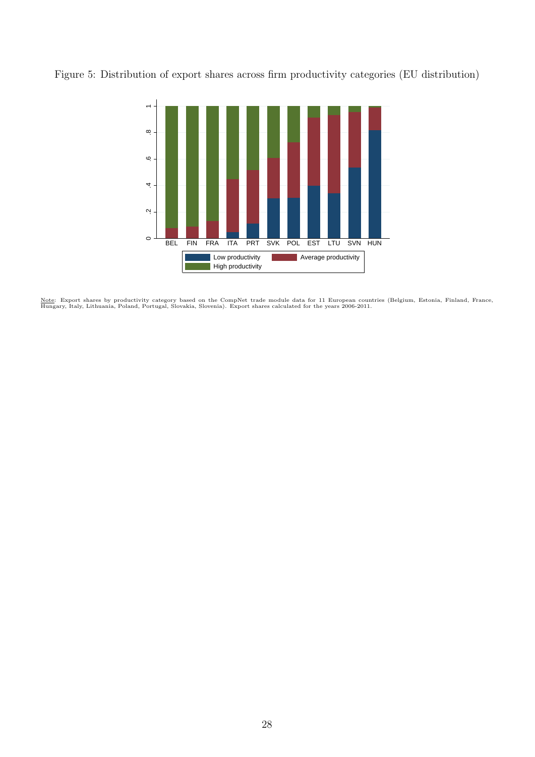Figure 5: Distribution of export shares across firm productivity categories (EU distribution)

Note: Export shares by productivity category based on the CompNet trade module data for 11 European countries (Belgium, Estonia, Finland, France, Hungary, Italy, Lithuania, Poland, Portugal, Slovakia, Slovenia). Export shares calculated for the years 2006-2011.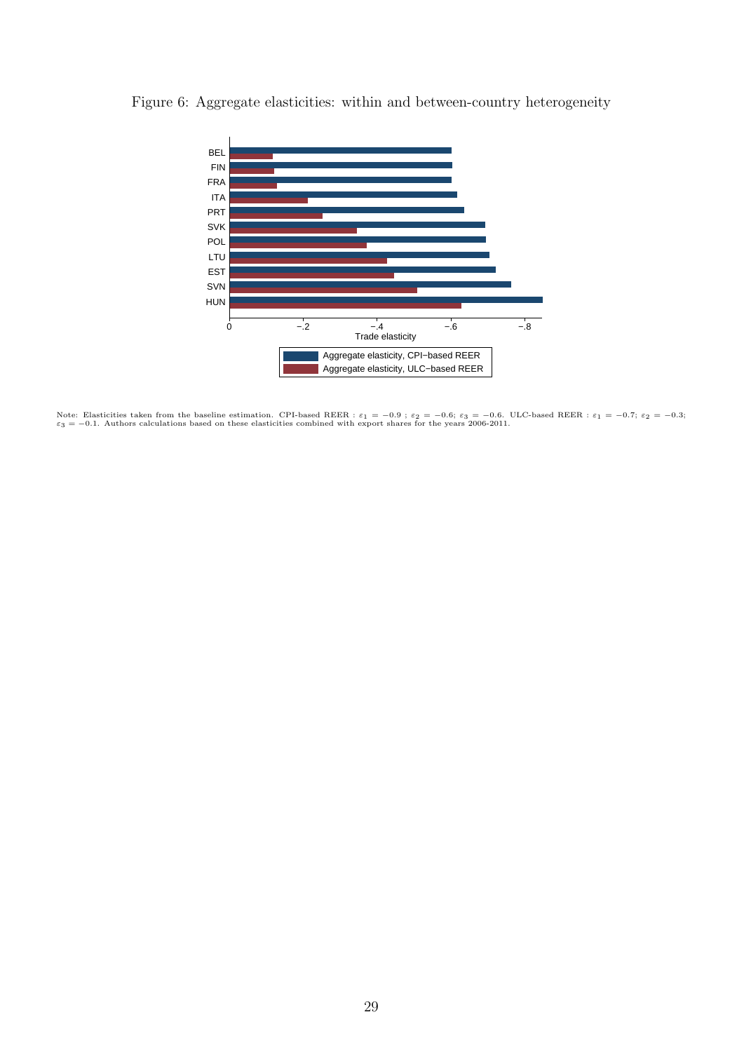Figure 6: Aggregate elasticities: within and between-country heterogeneity

Note: Elasticities taken from the baseline estimation. CPI-based REER : $\varepsilon_1 = -0.9$ ; $\varepsilon_2 = -0.6$; $\varepsilon_3 = -0.6$. ULC-based REER : $\varepsilon_1 = -0.7$; $\varepsilon_2 = -0.3$; $\varepsilon_3 = -0.1$. Authors calculations based on these elasticities combined with export shares for the years 2006-2011.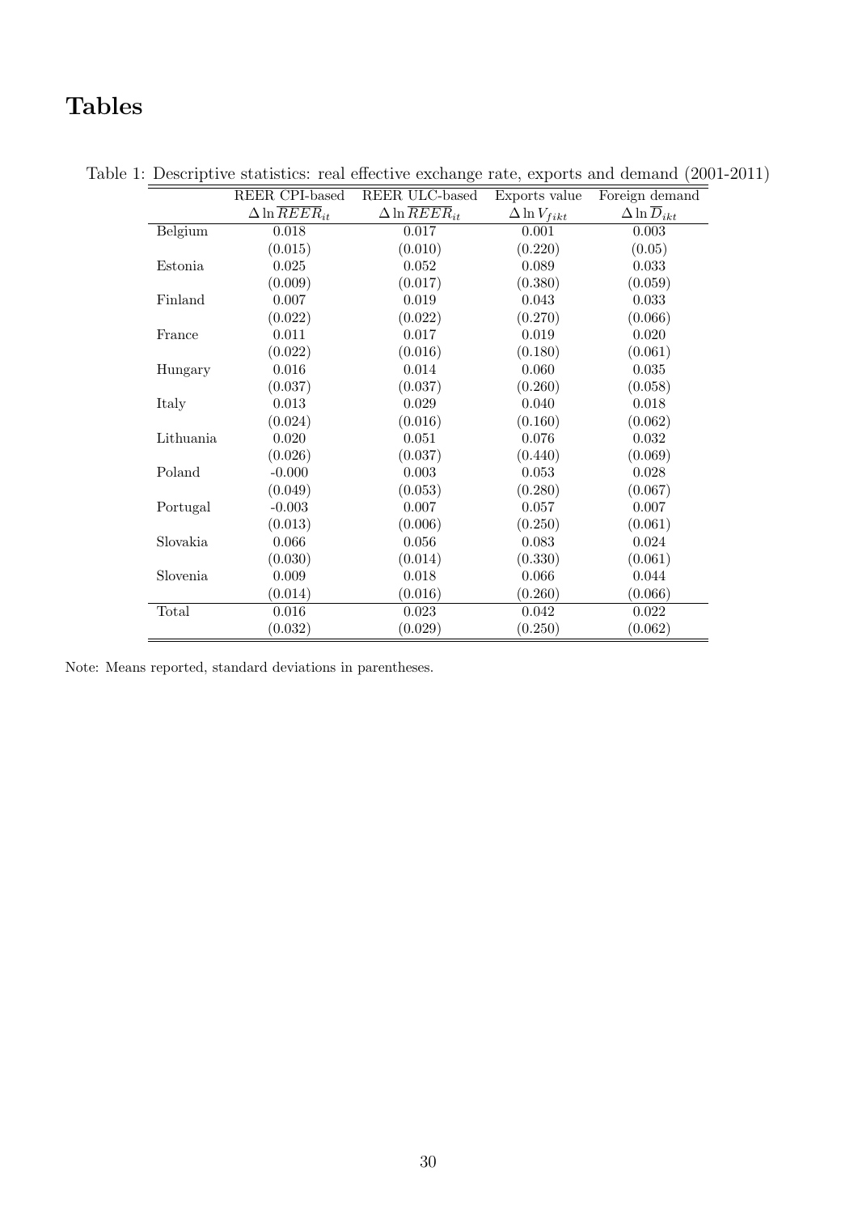# Tables

Table 1: Descriptive statistics: real effective exchange rate, exports and demand (2001-2011)

| | REER CPI-based | REER ULC-based | Exports value | Foreign demand |
|---|---|---|---|---|
| | $\Delta \ln \overline{REER}_{it}$ | $\Delta \ln \overline{REER}_{it}$ | $\Delta \ln V_{fikt}$ | $\Delta \ln \overline{D}_{ikt}$ |
| Belgium | 0.018 | 0.017 | 0.001 | 0.003 |
| | (0.015) | (0.010) | (0.220) | (0.05) |
| Estonia | 0.025 | 0.052 | 0.089 | 0.033 |
| | (0.009) | (0.017) | (0.380) | (0.059) |
| Finland | 0.007 | 0.019 | 0.043 | 0.033 |
| | (0.022) | (0.022) | (0.270) | (0.066) |
| France | 0.011 | 0.017 | 0.019 | 0.020 |
| | (0.022) | (0.016) | (0.180) | (0.061) |
| Hungary | 0.016 | 0.014 | 0.060 | 0.035 |
| | (0.037) | (0.037) | (0.260) | (0.058) |
| Italy | 0.013 | 0.029 | 0.040 | 0.018 |
| | (0.024) | (0.016) | (0.160) | (0.062) |
| Lithuania | 0.020 | 0.051 | 0.076 | 0.032 |
| | (0.026) | (0.037) | (0.440) | (0.069) |
| Poland | -0.000 | 0.003 | 0.053 | 0.028 |
| | (0.049) | (0.053) | (0.280) | (0.067) |
| Portugal | -0.003 | 0.007 | 0.057 | 0.007 |
| | (0.013) | (0.006) | (0.250) | (0.061) |
| Slovakia | 0.066 | 0.056 | 0.083 | 0.024 |
| | (0.030) | (0.014) | (0.330) | (0.061) |
| Slovenia | 0.009 | 0.018 | 0.066 | 0.044 |
| | (0.014) | (0.016) | (0.260) | (0.066) |
| Total | 0.016 | 0.023 | 0.042 | 0.022 |
| | (0.032) | (0.029) | (0.250) | (0.062) |

Note: Means reported, standard deviations in parentheses.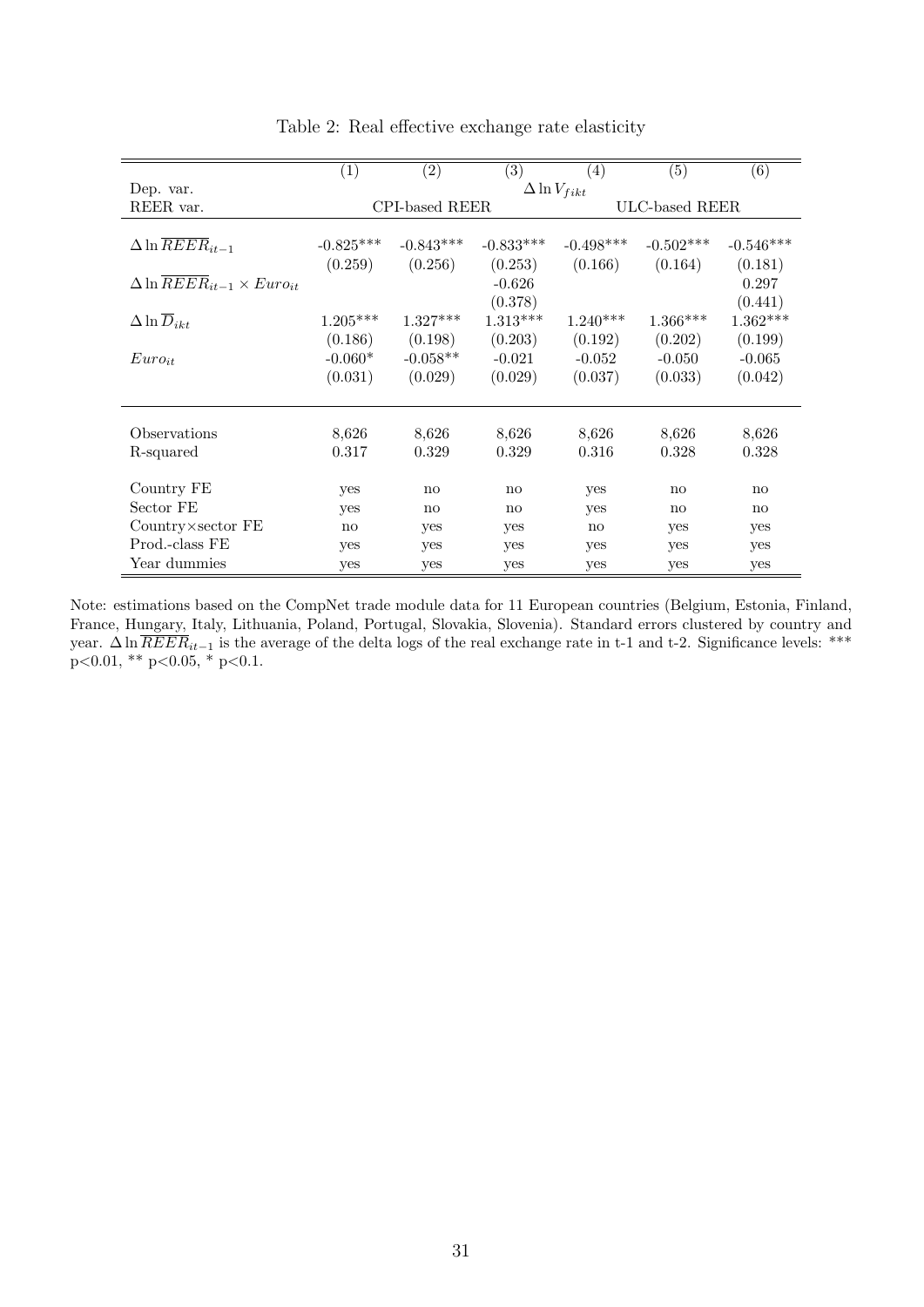Table 2: Real effective exchange rate elasticity

| | (1) | (2) | (3) | (4) | (5) | (6) |
|---|---|---|---|---|---|---|
| Dep. var. | $\Delta \ln V_{fikt}$ | | | | | |
| REER var. | CPI-based REER | | | ULC-based REER | | |
| $\Delta \ln \overline{REER}_{it-1}$ | -0.825*** | -0.843*** | -0.833*** | -0.498*** | -0.502*** | -0.546*** |
| | (0.259) | (0.256) | (0.253) | (0.166) | (0.164) | (0.181) |
| $\Delta \ln \overline{REER}_{it-1} \times Euro_{it}$ | | | -0.626 | | | 0.297 |
| | | | (0.378) | | | (0.441) |
| $\Delta \ln \overline{D}_{ikt}$ | 1.205*** | 1.327*** | 1.313*** | 1.240*** | 1.366*** | 1.362*** |
| | (0.186) | (0.198) | (0.203) | (0.192) | (0.202) | (0.199) |
| $Euro_{it}$ | -0.060* | -0.058** | -0.021 | -0.052 | -0.050 | -0.065 |
| | (0.031) | (0.029) | (0.029) | (0.037) | (0.033) | (0.042) |
| Observations | 8,626 | 8,626 | 8,626 | 8,626 | 8,626 | 8,626 |
| R-squared | 0.317 | 0.329 | 0.329 | 0.316 | 0.328 | 0.328 |
| Country FE | yes | no | no | yes | no | no |
| Sector FE | yes | no | no | yes | no | no |
| Country×sector FE | no | yes | yes | no | yes | yes |
| Prod.-class FE | yes | yes | yes | yes | yes | yes |
| Year dummies | yes | yes | yes | yes | yes | yes |

Note: estimations based on the CompNet trade module data for 11 European countries (Belgium, Estonia, Finland, France, Hungary, Italy, Lithuania, Poland, Portugal, Slovakia, Slovenia). Standard errors clustered by country and year. $\Delta \ln \overline{REER}_{it-1}$ is the average of the delta logs of the real exchange rate in t-1 and t-2. Significance levels: *** p<0.01, ** p<0.05, * p<0.1.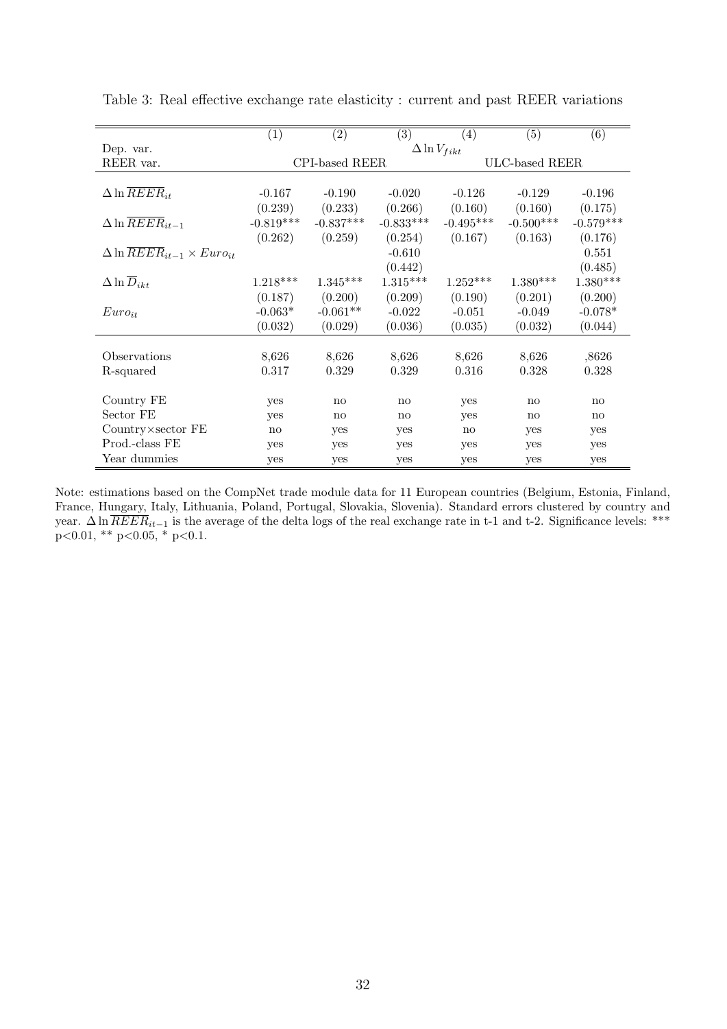Table 3: Real effective exchange rate elasticity : current and past REER variations

| | (1) | (2) | (3) | (4) | (5) | (6) |
|---|---|---|---|---|---|---|
| Dep. var. | $\Delta \ln V_{fikt}$ | | | | | |
| REER var. | CPI-based REER | | | ULC-based REER | | |
| $\Delta \ln \overline{REER}_{it}$ | -0.167 | -0.190 | -0.020 | -0.126 | -0.129 | -0.196 |
| | (0.239) | (0.233) | (0.266) | (0.160) | (0.160) | (0.175) |
| $\Delta \ln \overline{REER}_{it-1}$ | -0.819*** | -0.837*** | -0.833*** | -0.495*** | -0.500*** | -0.579*** |
| | (0.262) | (0.259) | (0.254) | (0.167) | (0.163) | (0.176) |
| $\Delta \ln \overline{REER}_{it-1} \times Euro_{it}$ | | | -0.610 | | | 0.551 |
| | | | (0.442) | | | (0.485) |
| $\Delta \ln \overline{D}_{ikt}$ | 1.218*** | 1.345*** | 1.315*** | 1.252*** | 1.380*** | 1.380*** |
| | (0.187) | (0.200) | (0.209) | (0.190) | (0.201) | (0.200) |
| $Euro_{it}$ | -0.063* | -0.061** | -0.022 | -0.051 | -0.049 | -0.078* |
| | (0.032) | (0.029) | (0.036) | (0.035) | (0.032) | (0.044) |
| Observations | 8,626 | 8,626 | 8,626 | 8,626 | 8,626 | ,8626 |
| R-squared | 0.317 | 0.329 | 0.329 | 0.316 | 0.328 | 0.328 |
| Country FE | yes | no | no | yes | no | no |
| Sector FE | yes | no | no | yes | no | no |
| Country×sector FE | no | yes | yes | no | yes | yes |
| Prod.-class FE | yes | yes | yes | yes | yes | yes |
| Year dummies | yes | yes | yes | yes | yes | yes |

Note: estimations based on the CompNet trade module data for 11 European countries (Belgium, Estonia, Finland, France, Hungary, Italy, Lithuania, Poland, Portugal, Slovakia, Slovenia). Standard errors clustered by country and year. $\Delta \ln \overline{REER}_{it-1}$ is the average of the delta logs of the real exchange rate in t-1 and t-2. Significance levels: *** $p<0.01$, ** $p<0.05$, * $p<0.1$.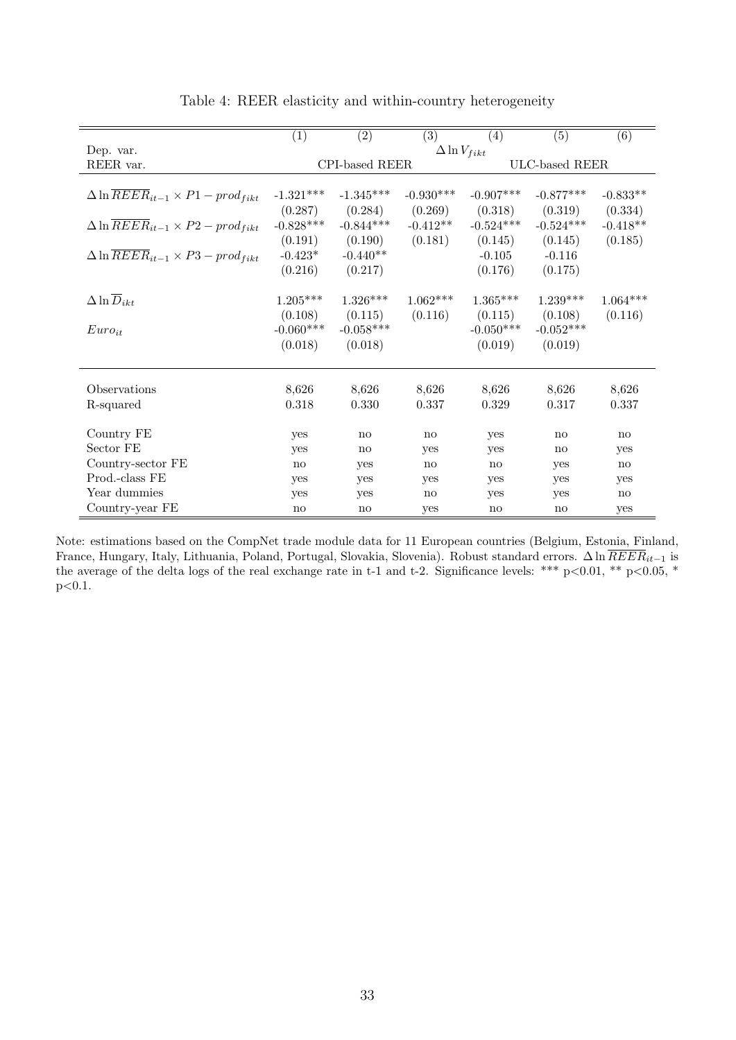Table 4: REER elasticity and within-country heterogeneity

| | (1) | (2) | (3) | (4) | (5) | (6) |
|---|---|---|---|---|---|---|
| Dep. var. | $\Delta \ln V_{fikt}$ | | | | | |
| REER var. | CPI-based REER | | | ULC-based REER | | |
| $\Delta \ln \overline{REER}_{it-1} \times P1 - prod_{fikt}$ | -1.321*** | -1.345*** | -0.930*** | -0.907*** | -0.877*** | -0.833** |
| | (0.287) | (0.284) | (0.269) | (0.318) | (0.319) | (0.334) |
| $\Delta \ln \overline{REER}_{it-1} \times P2 - prod_{fikt}$ | -0.828*** | -0.844*** | -0.412** | -0.524*** | -0.524*** | -0.418** |
| | (0.191) | (0.190) | (0.181) | (0.145) | (0.145) | (0.185) |
| $\Delta \ln \overline{REER}_{it-1} \times P3 - prod_{fikt}$ | -0.423* | -0.440** | | -0.105 | -0.116 | |
| | (0.216) | (0.217) | | (0.176) | (0.175) | |
| $\Delta \ln \overline{D}_{ikt}$ | 1.205*** | 1.326*** | 1.062*** | 1.365*** | 1.239*** | 1.064*** |
| | (0.108) | (0.115) | (0.116) | (0.115) | (0.108) | (0.116) |
| $Euro_{it}$ | -0.060*** | -0.058*** | | -0.050*** | -0.052*** | |
| | (0.018) | (0.018) | | (0.019) | (0.019) | |
| Observations | 8,626 | 8,626 | 8,626 | 8,626 | 8,626 | 8,626 |
| R-squared | 0.318 | 0.330 | 0.337 | 0.329 | 0.317 | 0.337 |
| Country FE | yes | no | no | yes | no | no |
| Sector FE | yes | no | yes | yes | no | yes |
| Country-sector FE | no | yes | no | no | yes | no |
| Prod.-class FE | yes | yes | yes | yes | yes | yes |
| Year dummies | yes | yes | no | yes | yes | no |
| Country-year FE | no | no | yes | no | no | yes |

Note: estimations based on the CompNet trade module data for 11 European countries (Belgium, Estonia, Finland, France, Hungary, Italy, Lithuania, Poland, Portugal, Slovakia, Slovenia). Robust standard errors. $\Delta \ln \overline{REER}_{it-1}$ is the average of the delta logs of the real exchange rate in t-1 and t-2. Significance levels: *** p<0.01, ** p<0.05, * p<0.1.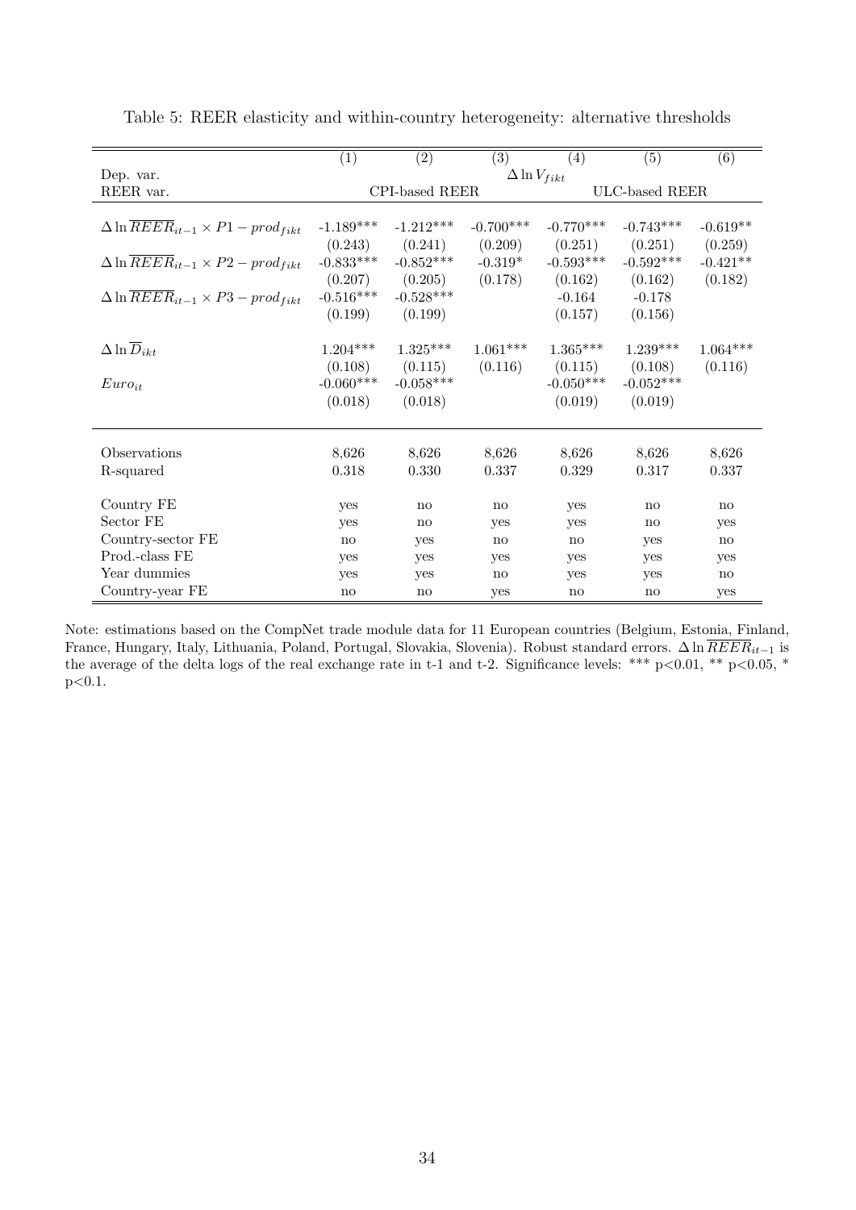Table 5: REER elasticity and within-country heterogeneity: alternative thresholds

| | (1) | (2) | (3) | (4) | (5) | (6) |
|---|---|---|---|---|---|---|
| Dep. var. | $\Delta \ln V_{fikt}$ | | | | | |
| REER var. | CPI-based REER | | | ULC-based REER | | |
| $\Delta \ln \overline{REER}_{it-1} \times P1 - prod_{fikt}$ | -1.189*** | -1.212*** | -0.700*** | -0.770*** | -0.743*** | -0.619** |
| | (0.243) | (0.241) | (0.209) | (0.251) | (0.251) | (0.259) |
| $\Delta \ln \overline{REER}_{it-1} \times P2 - prod_{fikt}$ | -0.833*** | -0.852*** | -0.319* | -0.593*** | -0.592*** | -0.421** |
| | (0.207) | (0.205) | (0.178) | (0.162) | (0.162) | (0.182) |
| $\Delta \ln \overline{REER}_{it-1} \times P3 - prod_{fikt}$ | -0.516*** | -0.528*** | | -0.164 | -0.178 | |
| | (0.199) | (0.199) | | (0.157) | (0.156) | |
| $\Delta \ln \overline{D}_{ikt}$ | 1.204*** | 1.325*** | 1.061*** | 1.365*** | 1.239*** | 1.064*** |
| | (0.108) | (0.115) | (0.116) | (0.115) | (0.108) | (0.116) |
| $Euro_{it}$ | -0.060*** | -0.058*** | | -0.050*** | -0.052*** | |
| | (0.018) | (0.018) | | (0.019) | (0.019) | |
| Observations | 8,626 | 8,626 | 8,626 | 8,626 | 8,626 | 8,626 |
| R-squared | 0.318 | 0.330 | 0.337 | 0.329 | 0.317 | 0.337 |
| Country FE | yes | no | no | yes | no | no |
| Sector FE | yes | no | yes | yes | no | yes |
| Country-sector FE | no | yes | no | no | yes | no |
| Prod.-class FE | yes | yes | yes | yes | yes | yes |
| Year dummies | yes | yes | no | yes | yes | no |
| Country-year FE | no | no | yes | no | no | yes |

Note: estimations based on the CompNet trade module data for 11 European countries (Belgium, Estonia, Finland, France, Hungary, Italy, Lithuania, Poland, Portugal, Slovakia, Slovenia). Robust standard errors. $\Delta \ln \overline{REER}_{it-1}$ is the average of the delta logs of the real exchange rate in t-1 and t-2. Significance levels: *** p<0.01, ** p<0.05, * p<0.1.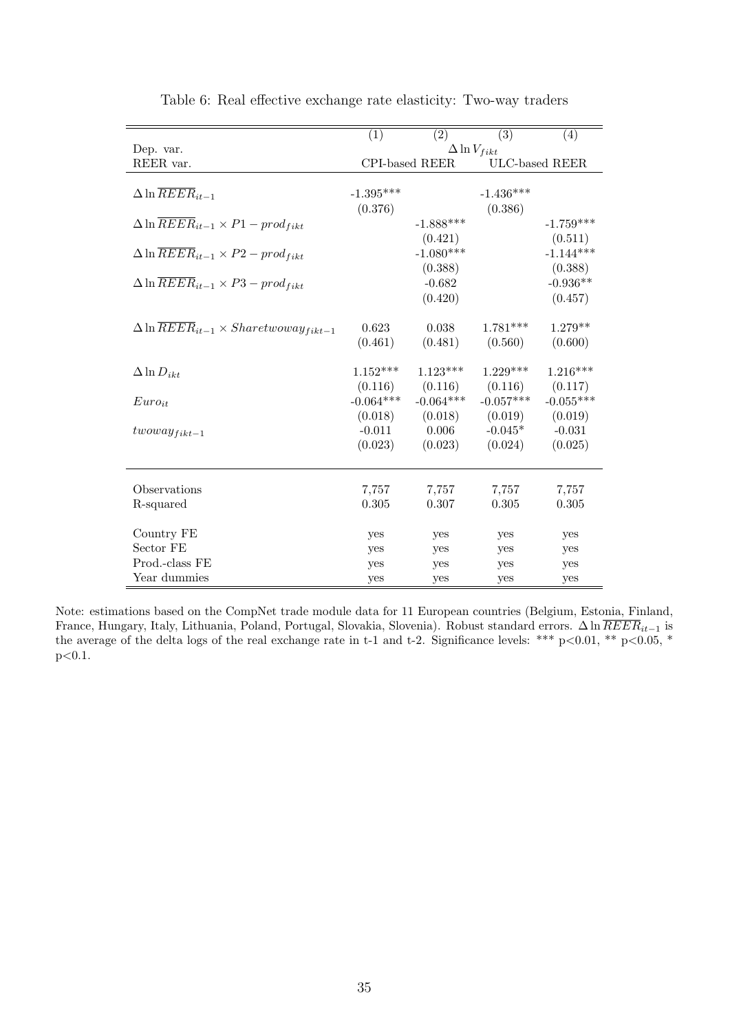Table 6: Real effective exchange rate elasticity: Two-way traders

| | (1) | (2) | (3) | (4) |
|---|---|---|---|---|
| Dep. var. | $\Delta \ln V_{fikt}$ | | | |
| REER var. | CPI-based REER | | ULC-based REER | |
| $\Delta \ln \overline{REER}_{it-1}$ | -1.395*** | | -1.436*** | |
| | (0.376) | | (0.386) | |
| $\Delta \ln \overline{REER}_{it-1} \times P1-prod_{fikt}$ | | -1.888*** | | -1.759*** |
| | | (0.421) | | (0.511) |
| $\Delta \ln \overline{REER}_{it-1} \times P2-prod_{fikt}$ | | -1.080*** | | -1.144*** |
| | | (0.388) | | (0.388) |
| $\Delta \ln \overline{REER}_{it-1} \times P3-prod_{fikt}$ | | -0.682 | | -0.936** |
| | | (0.420) | | (0.457) |
| $\Delta \ln \overline{REER}_{it-1} \times Sharetwoway_{fikt-1}$ | 0.623 | 0.038 | 1.781*** | 1.279** |
| | (0.461) | (0.481) | (0.560) | (0.600) |
| $\Delta \ln D_{ikt}$ | 1.152*** | 1.123*** | 1.229*** | 1.216*** |
| | (0.116) | (0.116) | (0.116) | (0.117) |
| $Euro_{it}$ | -0.064*** | -0.064*** | -0.057*** | -0.055*** |
| | (0.018) | (0.018) | (0.019) | (0.019) |
| $twoway_{fikt-1}$ | -0.011 | 0.006 | -0.045* | -0.031 |
| | (0.023) | (0.023) | (0.024) | (0.025) |
| Observations | 7,757 | 7,757 | 7,757 | 7,757 |
| R-squared | 0.305 | 0.307 | 0.305 | 0.305 |
| Country FE | yes | yes | yes | yes |
| Sector FE | yes | yes | yes | yes |
| Prod.-class FE | yes | yes | yes | yes |
| Year dummies | yes | yes | yes | yes |

Note: estimations based on the CompNet trade module data for 11 European countries (Belgium, Estonia, Finland, France, Hungary, Italy, Lithuania, Poland, Portugal, Slovakia, Slovenia). Robust standard errors. $\Delta \ln \overline{REER}_{it-1}$ is the average of the delta logs of the real exchange rate in t-1 and t-2. Significance levels: *** p<0.01, ** p<0.05, * p<0.1.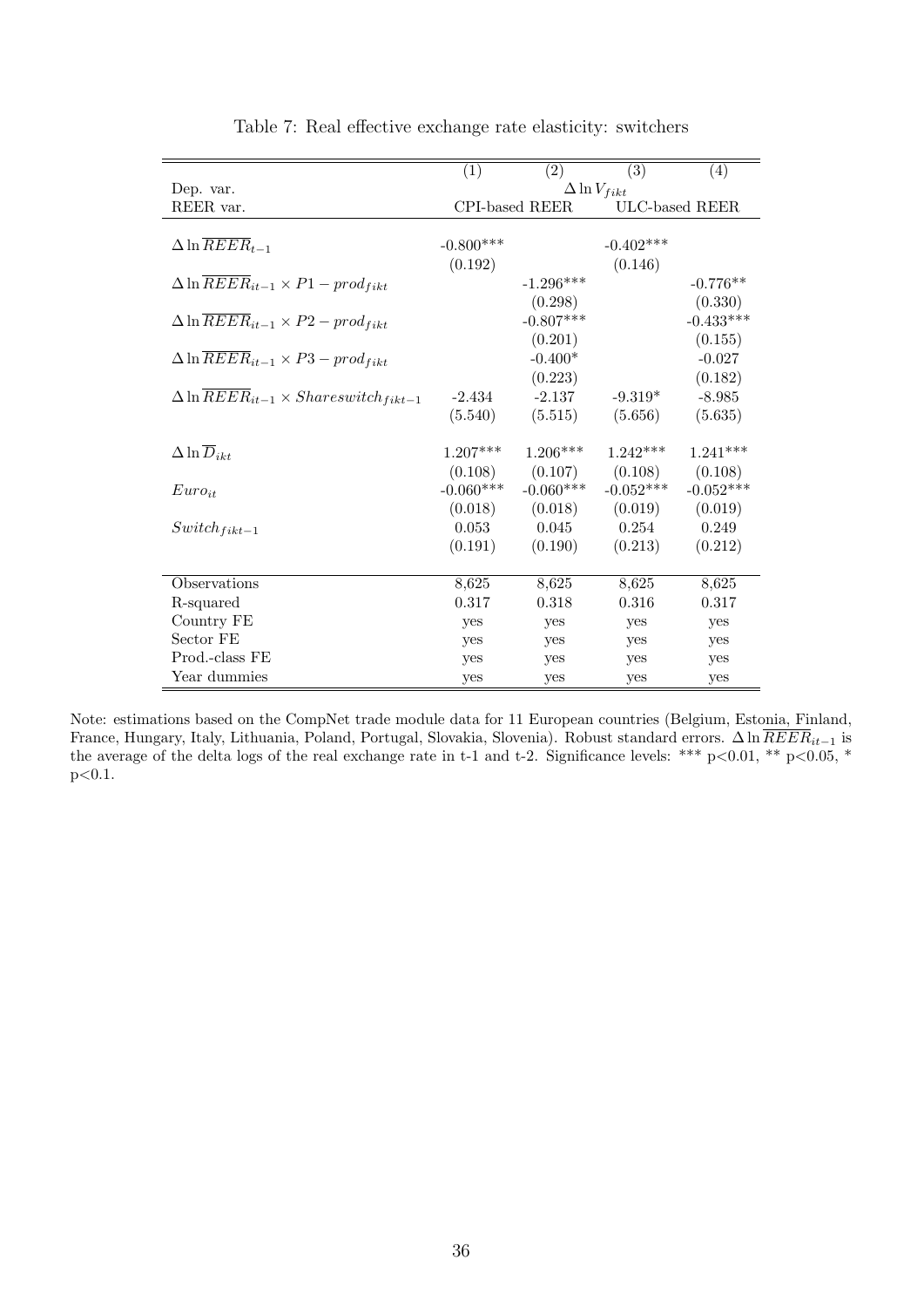Table 7: Real effective exchange rate elasticity: switchers

| | (1) | (2) | (3) | (4) |
|---|---|---|---|---|
| Dep. var. | $\Delta \ln V_{fikt}$ | | | |
| REER var. | CPI-based REER | | ULC-based REER | |
| $\Delta \ln \overline{REER}_{t-1}$ | -0.800*** | | -0.402*** | |
| | (0.192) | | (0.146) | |
| $\Delta \ln \overline{REER}_{it-1} \times P1 - prod_{fikt}$ | | -1.296*** | | -0.776** |
| | | (0.298) | | (0.330) |
| $\Delta \ln \overline{REER}_{it-1} \times P2 - prod_{fikt}$ | | -0.807*** | | -0.433*** |
| | | (0.201) | | (0.155) |
| $\Delta \ln \overline{REER}_{it-1} \times P3 - prod_{fikt}$ | | -0.400* | | -0.027 |
| | | (0.223) | | (0.182) |
| $\Delta \ln \overline{REER}_{it-1} \times Shareswitch_{fikt-1}$ | -2.434 | -2.137 | -9.319* | -8.985 |
| | (5.540) | (5.515) | (5.656) | (5.635) |
| $\Delta \ln \overline{D}_{ikt}$ | 1.207*** | 1.206*** | 1.242*** | 1.241*** |
| | (0.108) | (0.107) | (0.108) | (0.108) |
| $Euro_{it}$ | -0.060*** | -0.060*** | -0.052*** | -0.052*** |
| | (0.018) | (0.018) | (0.019) | (0.019) |
| $Switch_{fikt-1}$ | 0.053 | 0.045 | 0.254 | 0.249 |
| | (0.191) | (0.190) | (0.213) | (0.212) |
| Observations | 8,625 | 8,625 | 8,625 | 8,625 |
| R-squared | 0.317 | 0.318 | 0.316 | 0.317 |
| Country FE | yes | yes | yes | yes |
| Sector FE | yes | yes | yes | yes |
| Prod.-class FE | yes | yes | yes | yes |
| Year dummies | yes | yes | yes | yes |

Note: estimations based on the CompNet trade module data for 11 European countries (Belgium, Estonia, Finland, France, Hungary, Italy, Lithuania, Poland, Portugal, Slovakia, Slovenia). Robust standard errors. $\Delta \ln \overline{REER}_{it-1}$ is the average of the delta logs of the real exchange rate in t-1 and t-2. Significance levels: *** p<0.01, ** p<0.05, * p<0.1.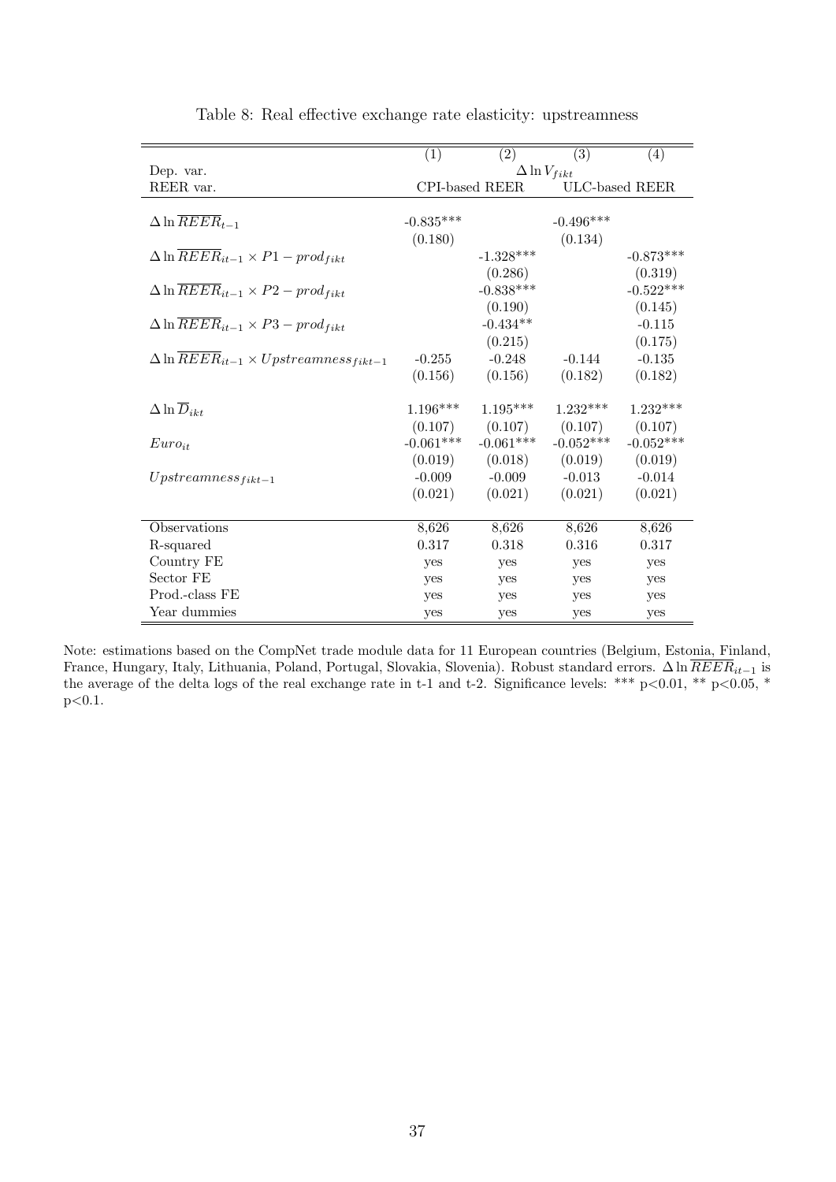Table 8: Real effective exchange rate elasticity: upstreamness

| | (1) | (2) | (3) | (4) |
|---|---|---|---|---|
| Dep. var. | $\Delta \ln V_{fikt}$ | | | |
| REER var. | CPI-based REER | | ULC-based REER | |
| $\Delta \ln \overline{REER}_{t-1}$ | -0.835*** | | -0.496*** | |
| | (0.180) | | (0.134) | |
| $\Delta \ln \overline{REER}_{it-1} \times P1 - prod_{fikt}$ | | -1.328*** | | -0.873*** |
| | | (0.286) | | (0.319) |
| $\Delta \ln \overline{REER}_{it-1} \times P2 - prod_{fikt}$ | | -0.838*** | | -0.522*** |
| | | (0.190) | | (0.145) |
| $\Delta \ln \overline{REER}_{it-1} \times P3 - prod_{fikt}$ | | -0.434** | | -0.115 |
| | | (0.215) | | (0.175) |
| $\Delta \ln \overline{REER}_{it-1} \times Upstreamness_{fikt-1}$ | -0.255 | -0.248 | -0.144 | -0.135 |
| | (0.156) | (0.156) | (0.182) | (0.182) |
| $\Delta \ln \overline{D}_{ikt}$ | 1.196*** | 1.195*** | 1.232*** | 1.232*** |
| | (0.107) | (0.107) | (0.107) | (0.107) |
| $Euro_{it}$ | -0.061*** | -0.061*** | -0.052*** | -0.052*** |
| | (0.019) | (0.018) | (0.019) | (0.019) |
| $Upstreamness_{fikt-1}$ | -0.009 | -0.009 | -0.013 | -0.014 |
| | (0.021) | (0.021) | (0.021) | (0.021) |
| Observations | 8,626 | 8,626 | 8,626 | 8,626 |
| R-squared | 0.317 | 0.318 | 0.316 | 0.317 |
| Country FE | yes | yes | yes | yes |
| Sector FE | yes | yes | yes | yes |
| Prod.-class FE | yes | yes | yes | yes |
| Year dummies | yes | yes | yes | yes |

Note: estimations based on the CompNet trade module data for 11 European countries (Belgium, Estonia, Finland, France, Hungary, Italy, Lithuania, Poland, Portugal, Slovakia, Slovenia). Robust standard errors. $\Delta \ln \overline{REER}_{it-1}$ is the average of the delta logs of the real exchange rate in t-1 and t-2. Significance levels: *** p<0.01, ** p<0.05, * p<0.1.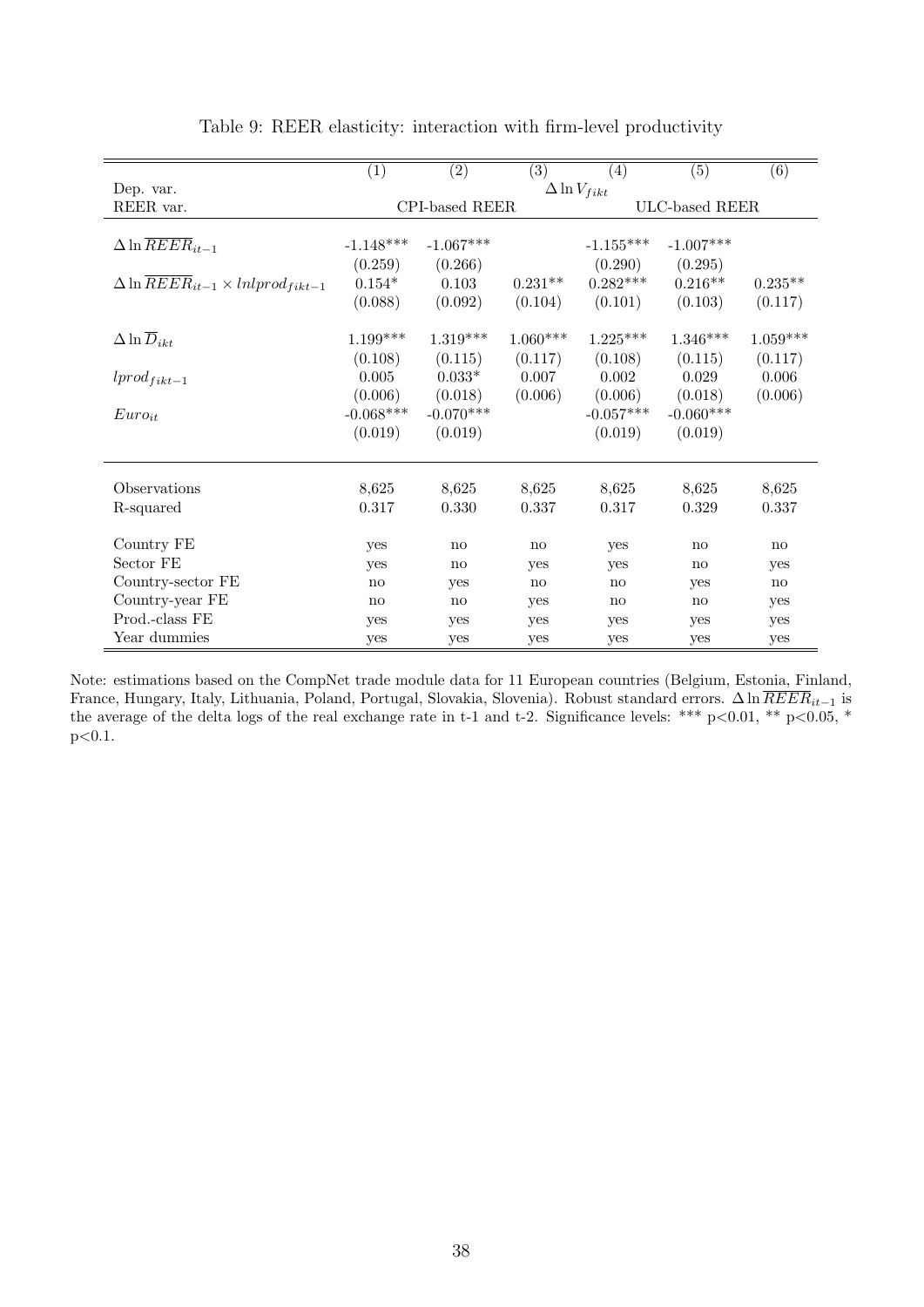Table 9: REER elasticity: interaction with firm-level productivity

| | (1) | (2) | (3) | (4) | (5) | (6) |
|---|---|---|---|---|---|---|
| Dep. var. | $\Delta \ln V_{fikt}$ | | | | | |
| REER var. | CPI-based REER | | | ULC-based REER | | |
| $\Delta \ln \overline{REER}_{it-1}$ | -1.148*** | -1.067*** | | -1.155*** | -1.007*** | |
| | (0.259) | (0.266) | | (0.290) | (0.295) | |
| $\Delta \ln \overline{REER}_{it-1} \times lnlprod_{fikt-1}$ | 0.154* | 0.103 | 0.231** | 0.282*** | 0.216** | 0.235** |
| | (0.088) | (0.092) | (0.104) | (0.101) | (0.103) | (0.117) |
| $\Delta \ln \overline{D}_{ikt}$ | 1.199*** | 1.319*** | 1.060*** | 1.225*** | 1.346*** | 1.059*** |
| | (0.108) | (0.115) | (0.117) | (0.108) | (0.115) | (0.117) |
| $lprod_{fikt-1}$ | 0.005 | 0.033* | 0.007 | 0.002 | 0.029 | 0.006 |
| | (0.006) | (0.018) | (0.006) | (0.006) | (0.018) | (0.006) |
| $Euro_{it}$ | -0.068*** | -0.070*** | | -0.057*** | -0.060*** | |
| | (0.019) | (0.019) | | (0.019) | (0.019) | |
| Observations | 8,625 | 8,625 | 8,625 | 8,625 | 8,625 | 8,625 |
| R-squared | 0.317 | 0.330 | 0.337 | 0.317 | 0.329 | 0.337 |
| Country FE | yes | no | no | yes | no | no |
| Sector FE | yes | no | yes | yes | no | yes |
| Country-sector FE | no | yes | no | no | yes | no |
| Country-year FE | no | no | yes | no | no | yes |
| Prod.-class FE | yes | yes | yes | yes | yes | yes |
| Year dummies | yes | yes | yes | yes | yes | yes |

Note: estimations based on the CompNet trade module data for 11 European countries (Belgium, Estonia, Finland, France, Hungary, Italy, Lithuania, Poland, Portugal, Slovakia, Slovenia). Robust standard errors. $\Delta \ln \overline{REER}_{it-1}$ is the average of the delta logs of the real exchange rate in t-1 and t-2. Significance levels: *** p<0.01, ** p<0.05, * p<0.1.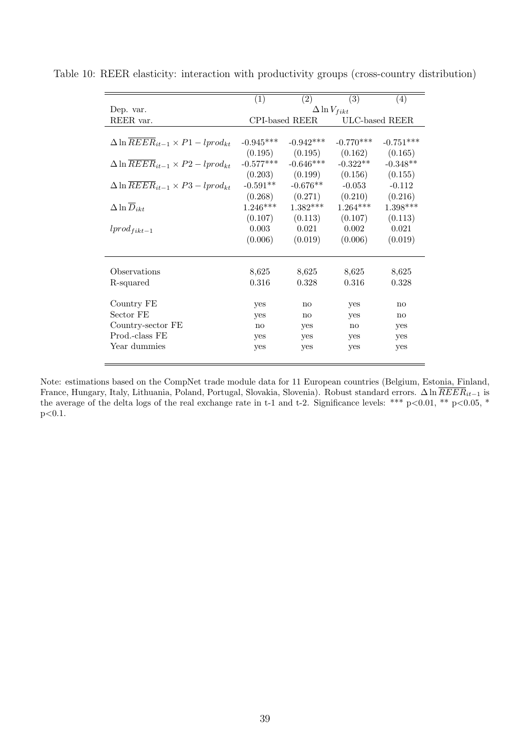Table 10: REER elasticity: interaction with productivity groups (cross-country distribution)

| | (1) | (2) | (3) | (4) |
|---|---|---|---|---|
| Dep. var. | $\Delta \ln V_{fikt}$ | | | |
| REER var. | CPI-based REER | | ULC-based REER | |
| $\Delta \ln \overline{REER}_{it-1} \times P1 - lprod_{kt}$ | -0.945*** | -0.942*** | -0.770*** | -0.751*** |
| | (0.195) | (0.195) | (0.162) | (0.165) |
| $\Delta \ln \overline{REER}_{it-1} \times P2 - lprod_{kt}$ | -0.577*** | -0.646*** | -0.322** | -0.348** |
| | (0.203) | (0.199) | (0.156) | (0.155) |
| $\Delta \ln \overline{REER}_{it-1} \times P3 - lprod_{kt}$ | -0.591** | -0.676** | -0.053 | -0.112 |
| | (0.268) | (0.271) | (0.210) | (0.216) |
| $\Delta \ln \overline{D}_{ikt}$ | 1.246*** | 1.382*** | 1.264*** | 1.398*** |
| | (0.107) | (0.113) | (0.107) | (0.113) |
| $lprod_{fikt-1}$ | 0.003 | 0.021 | 0.002 | 0.021 |
| | (0.006) | (0.019) | (0.006) | (0.019) |
| Observations | 8,625 | 8,625 | 8,625 | 8,625 |
| R-squared | 0.316 | 0.328 | 0.316 | 0.328 |
| Country FE | yes | no | yes | no |
| Sector FE | yes | no | yes | no |
| Country-sector FE | no | yes | no | yes |
| Prod.-class FE | yes | yes | yes | yes |
| Year dummies | yes | yes | yes | yes |

Note: estimations based on the CompNet trade module data for 11 European countries (Belgium, Estonia, Finland, France, Hungary, Italy, Lithuania, Poland, Portugal, Slovakia, Slovenia). Robust standard errors. $\Delta \ln \overline{REER}_{it-1}$ is the average of the delta logs of the real exchange rate in t-1 and t-2. Significance levels: *** p<0.01, ** p<0.05, * p<0.1.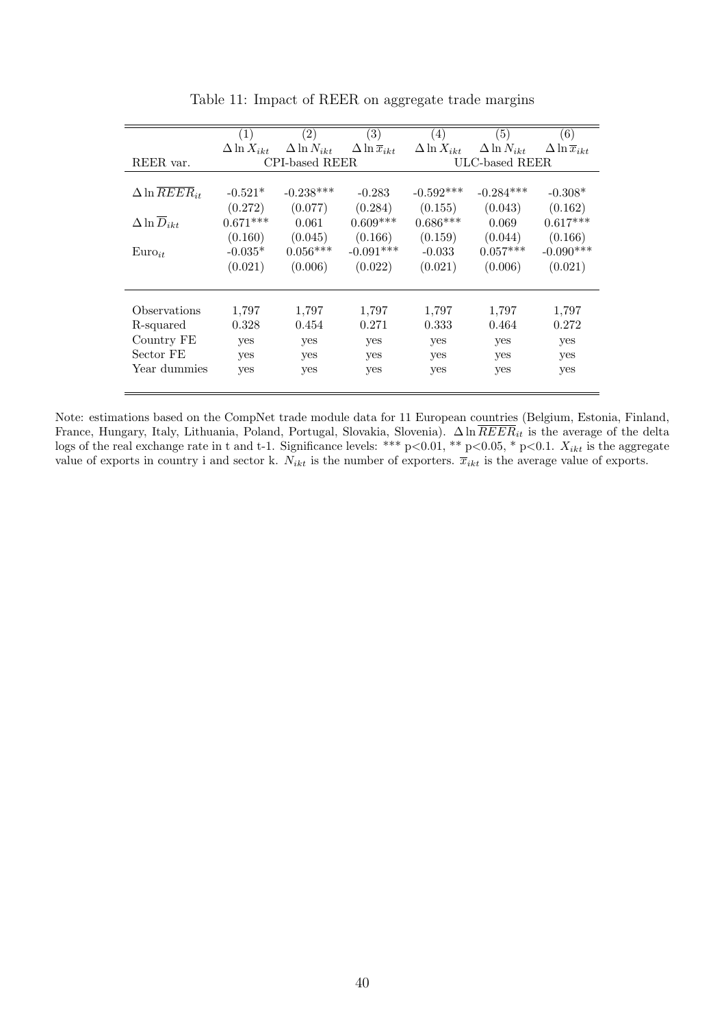Table 11: Impact of REER on aggregate trade margins

| | (1) | (2) | (3) | (4) | (5) | (6) |
|---|---|---|---|---|---|---|
| | $\Delta \ln X_{ikt}$ | $\Delta \ln N_{ikt}$ | $\Delta \ln \overline{x}_{ikt}$ | $\Delta \ln X_{ikt}$ | $\Delta \ln N_{ikt}$ | $\Delta \ln \overline{x}_{ikt}$ |
| REER var. | CPI-based REER | | | ULC-based REER | | |
| $\Delta \ln \overline{REER}_{it}$ | -0.521* | -0.238*** | -0.283 | -0.592*** | -0.284*** | -0.308* |
| | (0.272) | (0.077) | (0.284) | (0.155) | (0.043) | (0.162) |
| $\Delta \ln \overline{D}_{ikt}$ | 0.671*** | 0.061 | 0.609*** | 0.686*** | 0.069 | 0.617*** |
| | (0.160) | (0.045) | (0.166) | (0.159) | (0.044) | (0.166) |
| $\text{Euro}_{it}$ | -0.035* | 0.056*** | -0.091*** | -0.033 | 0.057*** | -0.090*** |
| | (0.021) | (0.006) | (0.022) | (0.021) | (0.006) | (0.021) |
| Observations | 1,797 | 1,797 | 1,797 | 1,797 | 1,797 | 1,797 |
| R-squared | 0.328 | 0.454 | 0.271 | 0.333 | 0.464 | 0.272 |
| Country FE | yes | yes | yes | yes | yes | yes |
| Sector FE | yes | yes | yes | yes | yes | yes |
| Year dummies | yes | yes | yes | yes | yes | yes |

Note: estimations based on the CompNet trade module data for 11 European countries (Belgium, Estonia, Finland, France, Hungary, Italy, Lithuania, Poland, Portugal, Slovakia, Slovenia). $\Delta \ln \overline{REER}_{it}$ is the average of the delta logs of the real exchange rate in t and t-1. Significance levels: *** p<0.01, ** p<0.05, * p<0.1. $X_{ikt}$ is the aggregate value of exports in country i and sector k. $N_{ikt}$ is the number of exporters. $\overline{x}_{ikt}$ is the average value of exports.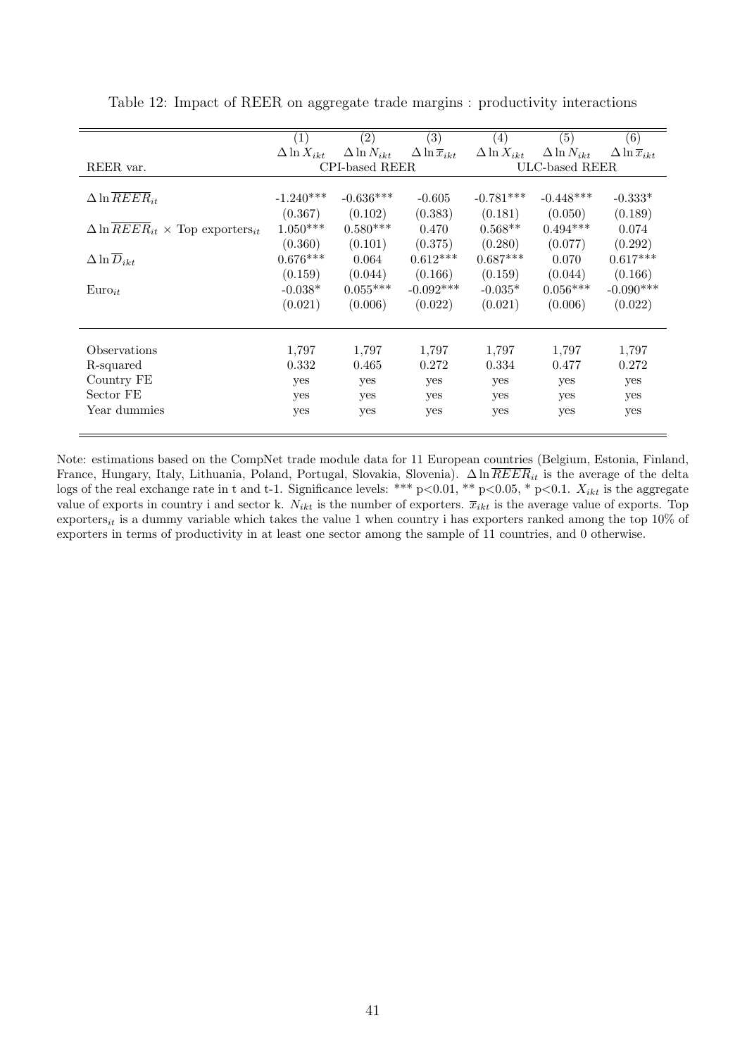Table 12: Impact of REER on aggregate trade margins : productivity interactions

| | (1) | (2) | (3) | (4) | (5) | (6) |
|---|---|---|---|---|---|---|
| | $\Delta \ln X_{ikt}$ | $\Delta \ln N_{ikt}$ | $\Delta \ln \overline{x}_{ikt}$ | $\Delta \ln X_{ikt}$ | $\Delta \ln N_{ikt}$ | $\Delta \ln \overline{x}_{ikt}$ |
| REER var. | CPI-based REER | | | ULC-based REER | | |
| $\Delta \ln \overline{REER}_{it}$ | -1.240*** | -0.636*** | -0.605 | -0.781*** | -0.448*** | -0.333* |
| | (0.367) | (0.102) | (0.383) | (0.181) | (0.050) | (0.189) |
| $\Delta \ln \overline{REER}_{it}$ × Top exporters$_{it}$ | 1.050*** | 0.580*** | 0.470 | 0.568** | 0.494*** | 0.074 |
| | (0.360) | (0.101) | (0.375) | (0.280) | (0.077) | (0.292) |
| $\Delta \ln \overline{D}_{ikt}$ | 0.676*** | 0.064 | 0.612*** | 0.687*** | 0.070 | 0.617*** |
| | (0.159) | (0.044) | (0.166) | (0.159) | (0.044) | (0.166) |
| Euro$_{it}$ | -0.038* | 0.055*** | -0.092*** | -0.035* | 0.056*** | -0.090*** |
| | (0.021) | (0.006) | (0.022) | (0.021) | (0.006) | (0.022) |
| Observations | 1,797 | 1,797 | 1,797 | 1,797 | 1,797 | 1,797 |
| R-squared | 0.332 | 0.465 | 0.272 | 0.334 | 0.477 | 0.272 |
| Country FE | yes | yes | yes | yes | yes | yes |
| Sector FE | yes | yes | yes | yes | yes | yes |
| Year dummies | yes | yes | yes | yes | yes | yes |

Note: estimations based on the CompNet trade module data for 11 European countries (Belgium, Estonia, Finland, France, Hungary, Italy, Lithuania, Poland, Portugal, Slovakia, Slovenia). $\Delta \ln \overline{REER}_{it}$ is the average of the delta logs of the real exchange rate in t and t-1. Significance levels: *** p<0.01, ** p<0.05, * p<0.1. $X_{ikt}$ is the aggregate value of exports in country i and sector k. $N_{ikt}$ is the number of exporters. $\overline{x}_{ikt}$ is the average value of exports. Top exporters$_{it}$ is a dummy variable which takes the value 1 when country i has exporters ranked among the top 10% of exporters in terms of productivity in at least one sector among the sample of 11 countries, and 0 otherwise.